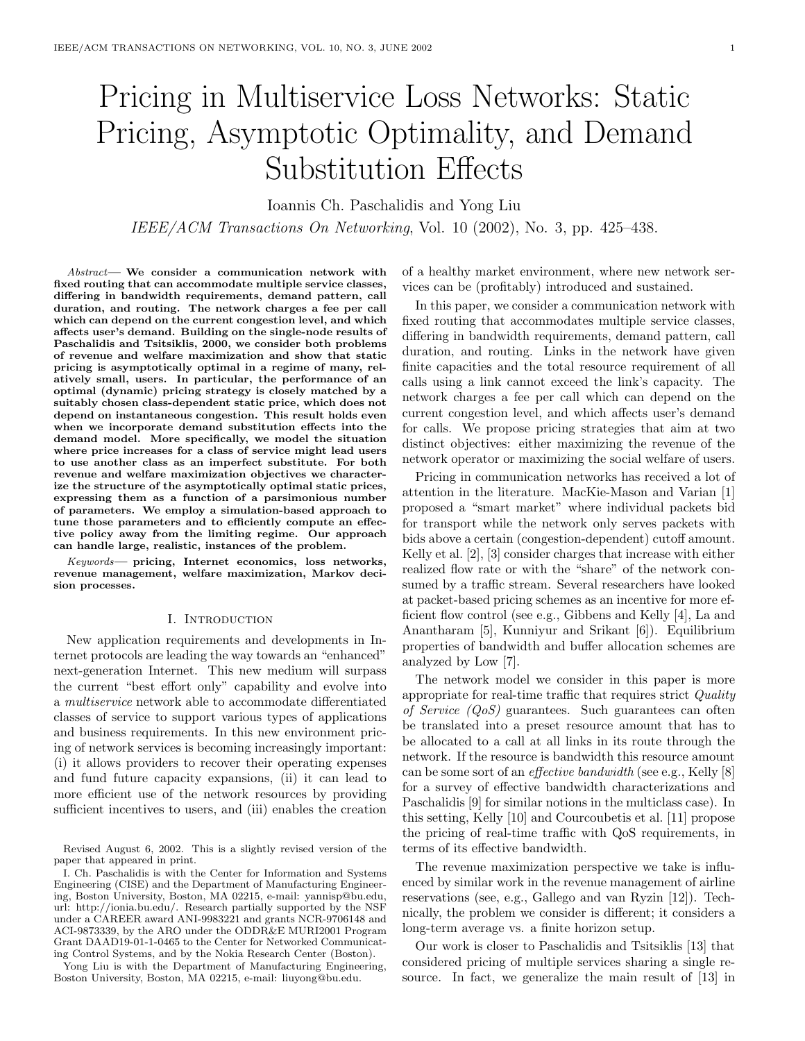# Pricing in Multiservice Loss Networks: Static Pricing, Asymptotic Optimality, and Demand Substitution Effects

Ioannis Ch. Paschalidis and Yong Liu

*IEEE/ACM Transactions On Networking*, Vol. 10 (2002), No. 3, pp. 425–438.

*Abstract*— **We consider a communication network with fixed routing that can accommodate multiple service classes, differing in bandwidth requirements, demand pattern, call duration, and routing. The network charges a fee per call which can depend on the current congestion level, and which affects user's demand. Building on the single-node results of Paschalidis and Tsitsiklis, 2000, we consider both problems of revenue and welfare maximization and show that static pricing is asymptotically optimal in a regime of many, relatively small, users. In particular, the performance of an optimal (dynamic) pricing strategy is closely matched by a suitably chosen class-dependent static price, which does not depend on instantaneous congestion. This result holds even when we incorporate demand substitution effects into the demand model. More specifically, we model the situation where price increases for a class of service might lead users to use another class as an imperfect substitute. For both revenue and welfare maximization objectives we characterize the structure of the asymptotically optimal static prices, expressing them as a function of a parsimonious number of parameters. We employ a simulation-based approach to tune those parameters and to efficiently compute an effective policy away from the limiting regime. Our approach can handle large, realistic, instances of the problem.**

*Keywords*— **pricing, Internet economics, loss networks, revenue management, welfare maximization, Markov decision processes.**

## I. Introduction

New application requirements and developments in Internet protocols are leading the way towards an "enhanced" next-generation Internet. This new medium will surpass the current "best effort only" capability and evolve into a *multiservice* network able to accommodate differentiated classes of service to support various types of applications and business requirements. In this new environment pricing of network services is becoming increasingly important: (i) it allows providers to recover their operating expenses and fund future capacity expansions, (ii) it can lead to more efficient use of the network resources by providing sufficient incentives to users, and (iii) enables the creation of a healthy market environment, where new network services can be (profitably) introduced and sustained.

In this paper, we consider a communication network with fixed routing that accommodates multiple service classes, differing in bandwidth requirements, demand pattern, call duration, and routing. Links in the network have given finite capacities and the total resource requirement of all calls using a link cannot exceed the link's capacity. The network charges a fee per call which can depend on the current congestion level, and which affects user's demand for calls. We propose pricing strategies that aim at two distinct objectives: either maximizing the revenue of the network operator or maximizing the social welfare of users.

Pricing in communication networks has received a lot of attention in the literature. MacKie-Mason and Varian [1] proposed a "smart market" where individual packets bid for transport while the network only serves packets with bids above a certain (congestion-dependent) cutoff amount. Kelly et al. [2], [3] consider charges that increase with either realized flow rate or with the "share" of the network consumed by a traffic stream. Several researchers have looked at packet-based pricing schemes as an incentive for more efficient flow control (see e.g., Gibbens and Kelly [4], La and Anantharam [5], Kunniyur and Srikant [6]). Equilibrium properties of bandwidth and buffer allocation schemes are analyzed by Low [7].

The network model we consider in this paper is more appropriate for real-time traffic that requires strict *Quality of Service (QoS)* guarantees. Such guarantees can often be translated into a preset resource amount that has to be allocated to a call at all links in its route through the network. If the resource is bandwidth this resource amount can be some sort of an *effective bandwidth* (see e.g., Kelly [8] for a survey of effective bandwidth characterizations and Paschalidis [9] for similar notions in the multiclass case). In this setting, Kelly [10] and Courcoubetis et al. [11] propose the pricing of real-time traffic with QoS requirements, in terms of its effective bandwidth.

The revenue maximization perspective we take is influenced by similar work in the revenue management of airline reservations (see, e.g., Gallego and van Ryzin [12]). Technically, the problem we consider is different; it considers a long-term average vs. a finite horizon setup.

Our work is closer to Paschalidis and Tsitsiklis [13] that considered pricing of multiple services sharing a single resource. In fact, we generalize the main result of [13] in

Revised August 6, 2002. This is a slightly revised version of the paper that appeared in print.

I. Ch. Paschalidis is with the Center for Information and Systems Engineering (CISE) and the Department of Manufacturing Engineering, Boston University, Boston, MA 02215, e-mail: yannisp@bu.edu, url: http://ionia.bu.edu/. Research partially supported by the NSF under a CAREER award ANI-9983221 and grants NCR-9706148 and ACI-9873339, by the ARO under the ODDR&E MURI2001 Program Grant DAAD19-01-1-0465 to the Center for Networked Communicating Control Systems, and by the Nokia Research Center (Boston).

Yong Liu is with the Department of Manufacturing Engineering, Boston University, Boston, MA 02215, e-mail: liuyong@bu.edu.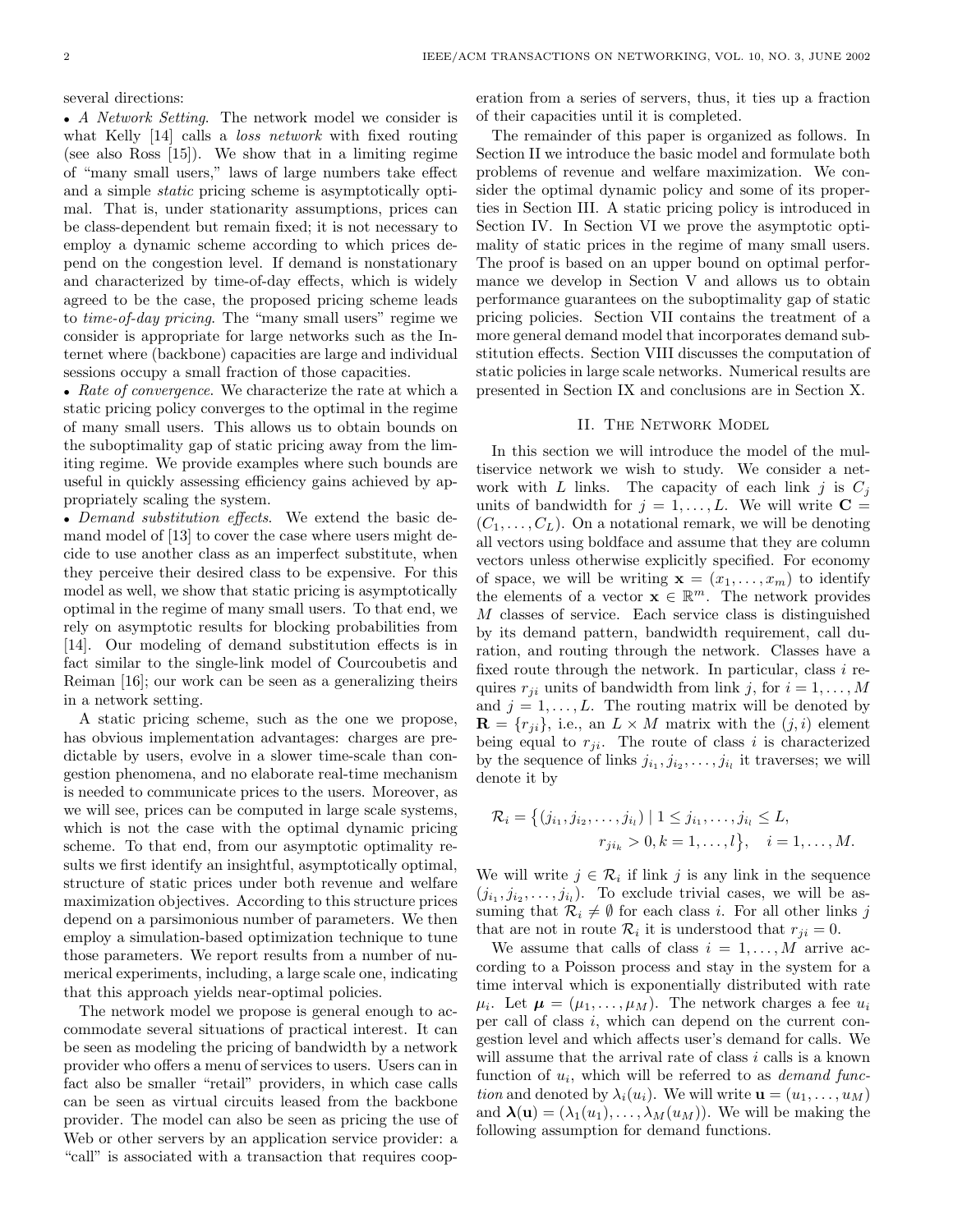several directions:

- *A Network Setting*. The network model we consider is what Kelly [14] calls a *loss network* with fixed routing (see also Ross [15]). We show that in a limiting regime of "many small users," laws of large numbers take effect and a simple *static* pricing scheme is asymptotically optimal. That is, under stationarity assumptions, prices can be class-dependent but remain fixed; it is not necessary to employ a dynamic scheme according to which prices depend on the congestion level. If demand is nonstationary and characterized by time-of-day effects, which is widely agreed to be the case, the proposed pricing scheme leads to *time-of-day pricing*. The "many small users" regime we consider is appropriate for large networks such as the Internet where (backbone) capacities are large and individual sessions occupy a small fraction of those capacities.
- *Rate of convergence*. We characterize the rate at which a static pricing policy converges to the optimal in the regime of many small users. This allows us to obtain bounds on the suboptimality gap of static pricing away from the limiting regime. We provide examples where such bounds are useful in quickly assessing efficiency gains achieved by appropriately scaling the system.
- *Demand substitution effects*. We extend the basic demand model of [13] to cover the case where users might decide to use another class as an imperfect substitute, when they perceive their desired class to be expensive. For this model as well, we show that static pricing is asymptotically optimal in the regime of many small users. To that end, we rely on asymptotic results for blocking probabilities from [14]. Our modeling of demand substitution effects is in fact similar to the single-link model of Courcoubetis and Reiman [16]; our work can be seen as a generalizing theirs in a network setting.

A static pricing scheme, such as the one we propose, has obvious implementation advantages: charges are predictable by users, evolve in a slower time-scale than congestion phenomena, and no elaborate real-time mechanism is needed to communicate prices to the users. Moreover, as we will see, prices can be computed in large scale systems, which is not the case with the optimal dynamic pricing scheme. To that end, from our asymptotic optimality results we first identify an insightful, asymptotically optimal, structure of static prices under both revenue and welfare maximization objectives. According to this structure prices depend on a parsimonious number of parameters. We then employ a simulation-based optimization technique to tune those parameters. We report results from a number of numerical experiments, including, a large scale one, indicating that this approach yields near-optimal policies.

The network model we propose is general enough to accommodate several situations of practical interest. It can be seen as modeling the pricing of bandwidth by a network provider who offers a menu of services to users. Users can in fact also be smaller "retail" providers, in which case calls can be seen as virtual circuits leased from the backbone provider. The model can also be seen as pricing the use of Web or other servers by an application service provider: a "call" is associated with a transaction that requires cooperation from a series of servers, thus, it ties up a fraction of their capacities until it is completed.

The remainder of this paper is organized as follows. In Section II we introduce the basic model and formulate both problems of revenue and welfare maximization. We consider the optimal dynamic policy and some of its properties in Section III. A static pricing policy is introduced in Section IV. In Section VI we prove the asymptotic optimality of static prices in the regime of many small users. The proof is based on an upper bound on optimal performance we develop in Section V and allows us to obtain performance guarantees on the suboptimality gap of static pricing policies. Section VII contains the treatment of a more general demand model that incorporates demand substitution effects. Section VIII discusses the computation of static policies in large scale networks. Numerical results are presented in Section IX and conclusions are in Section X.

## II. The Network Model

In this section we will introduce the model of the multiservice network we wish to study. We consider a network with $L$ links. The capacity of each link $j$ is $C_j$ units of bandwidth for $j = 1, \ldots, L$. We will write $\mathbf{C} = (C_1, \ldots, C_L)$. On a notational remark, we will be denoting all vectors using boldface and assume that they are column vectors unless otherwise explicitly specified. For economy of space, we will be writing $\mathbf{x} = (x_1, \ldots, x_m)$ to identify the elements of a vector $\mathbf{x} \in \mathbb{R}^m$. The network provides $M$ classes of service. Each service class is distinguished by its demand pattern, bandwidth requirement, call duration, and routing through the network. Classes have a fixed route through the network. In particular, class $i$ requires $r_{ji}$ units of bandwidth from link $j$, for $i = 1, \ldots, M$ and $j = 1, \ldots, L$. The routing matrix will be denoted by $\mathbf{R} = \{r_{ji}\}$, i.e., an $L \times M$ matrix with the $(j, i)$ element being equal to $r_{ji}$. The route of class $i$ is characterized by the sequence of links $j_{i_1}, j_{i_2}, \ldots, j_{i_l}$ it traverses; we will denote it by

$$\mathcal{R}_i = \big\{(j_{i_1}, j_{i_2}, \ldots, j_{i_l}) \mid 1 \leq j_{i_1}, \ldots, j_{i_l} \leq L, \\ r_{ji_k} > 0, k = 1, \ldots, l\big\}, \quad i = 1, \ldots, M.$$

We will write $j \in \mathcal{R}_i$ if link $j$ is any link in the sequence $(j_{i_1}, j_{i_2}, \ldots, j_{i_l})$. To exclude trivial cases, we will be assuming that $\mathcal{R}_i \neq \emptyset$ for each class $i$. For all other links $j$ that are not in route $\mathcal{R}_i$ it is understood that $r_{ji} = 0$.

We assume that calls of class $i = 1, \ldots, M$ arrive according to a Poisson process and stay in the system for a time interval which is exponentially distributed with rate $\mu_i$. Let $\boldsymbol{\mu} = (\mu_1, \ldots, \mu_M)$. The network charges a fee $u_i$ per call of class $i$, which can depend on the current congestion level and which affects user's demand for calls. We will assume that the arrival rate of class $i$ calls is a known function of $u_i$, which will be referred to as *demand function* and denoted by $\lambda_i(u_i)$. We will write $\mathbf{u} = (u_1, \ldots, u_M)$ and $\boldsymbol{\lambda}(\mathbf{u}) = (\lambda_1(u_1), \ldots, \lambda_M(u_M))$. We will be making the following assumption for demand functions.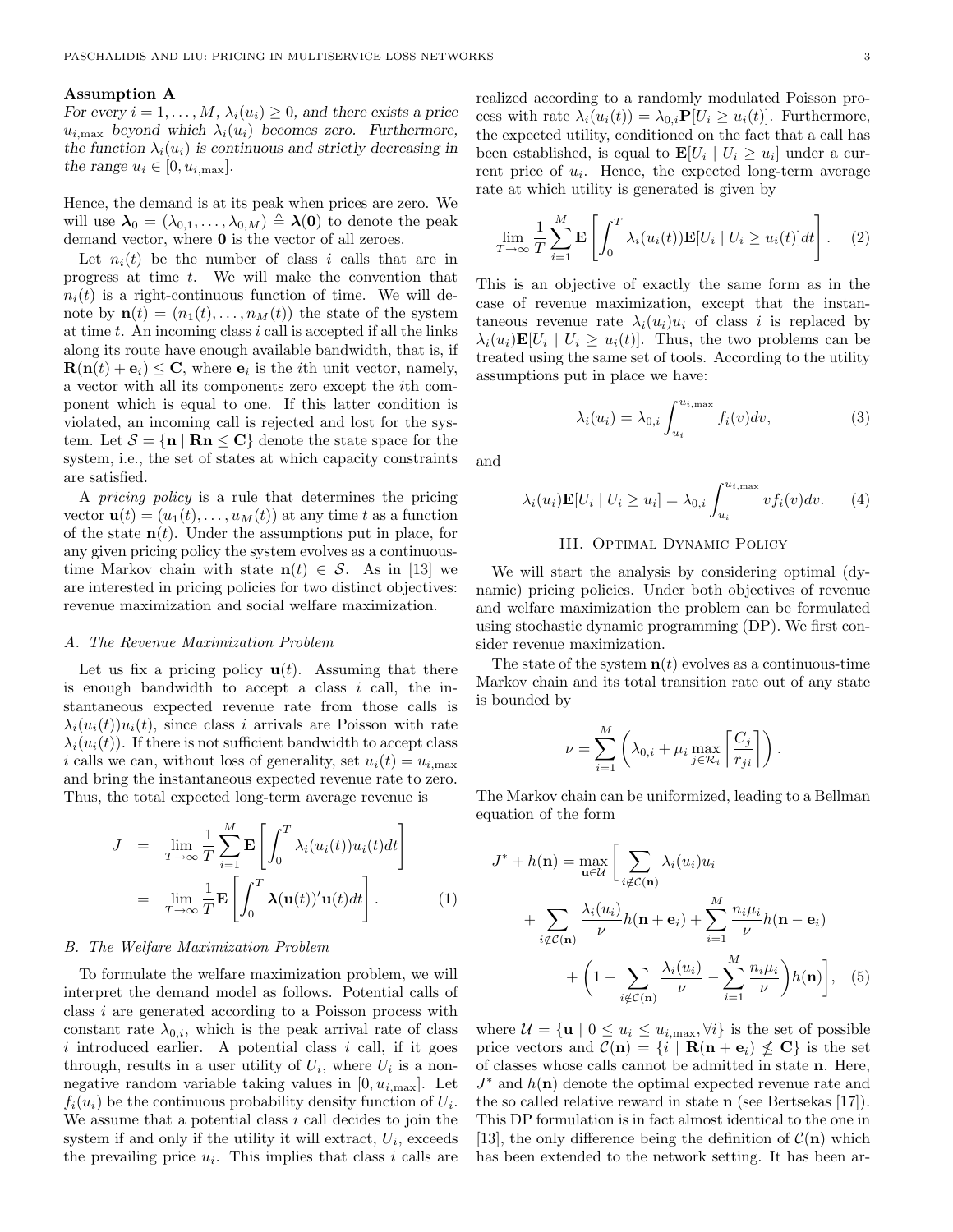**Assumption A**

*For every $i = 1, \ldots, M$, $\lambda_i(u_i) \geq 0$, and there exists a price $u_{i,\max}$ beyond which $\lambda_i(u_i)$ becomes zero. Furthermore, the function $\lambda_i(u_i)$ is continuous and strictly decreasing in the range $u_i \in [0, u_{i,\max}]$.*

Hence, the demand is at its peak when prices are zero. We will use $\boldsymbol{\lambda}_0 = (\lambda_{0,1}, \ldots, \lambda_{0,M}) \triangleq \boldsymbol{\lambda}(\mathbf{0})$ to denote the peak demand vector, where $\mathbf{0}$ is the vector of all zeroes.

Let $n_i(t)$ be the number of class $i$ calls that are in progress at time $t$. We will make the convention that $n_i(t)$ is a right-continuous function of time. We will denote by $\mathbf{n}(t) = (n_1(t), \ldots, n_M(t))$ the state of the system at time $t$. An incoming class $i$ call is accepted if all the links along its route have enough available bandwidth, that is, if $\mathbf{R}(\mathbf{n}(t) + \mathbf{e}_i) \leq \mathbf{C}$, where $\mathbf{e}_i$ is the $i$th unit vector, namely, a vector with all its components zero except the $i$th component which is equal to one. If this latter condition is violated, an incoming call is rejected and lost for the system. Let $\mathcal{S} = \{\mathbf{n} \mid \mathbf{R}\mathbf{n} \leq \mathbf{C}\}$ denote the state space for the system, i.e., the set of states at which capacity constraints are satisfied.

A *pricing policy* is a rule that determines the pricing vector $\mathbf{u}(t) = (u_1(t), \ldots, u_M(t))$ at any time $t$ as a function of the state $\mathbf{n}(t)$. Under the assumptions put in place, for any given pricing policy the system evolves as a continuous-time Markov chain with state $\mathbf{n}(t) \in \mathcal{S}$. As in [13] we are interested in pricing policies for two distinct objectives: revenue maximization and social welfare maximization.

### A. The Revenue Maximization Problem

Let us fix a pricing policy $\mathbf{u}(t)$. Assuming that there is enough bandwidth to accept a class $i$ call, the instantaneous expected revenue rate from those calls is $\lambda_i(u_i(t))u_i(t)$, since class $i$ arrivals are Poisson with rate $\lambda_i(u_i(t))$. If there is not sufficient bandwidth to accept class $i$ calls we can, without loss of generality, set $u_i(t) = u_{i,\max}$ and bring the instantaneous expected revenue rate to zero. Thus, the total expected long-term average revenue is

$$
\begin{aligned}
J &= \lim_{T\to\infty} \frac{1}{T} \sum_{i=1}^{M} \mathbf{E}\left[\int_0^T \lambda_i(u_i(t))u_i(t)dt\right] \\
&= \lim_{T\to\infty} \frac{1}{T} \mathbf{E}\left[\int_0^T \boldsymbol{\lambda}(\mathbf{u}(t))'\mathbf{u}(t)dt\right]. \qquad (1)
\end{aligned}
$$

### B. The Welfare Maximization Problem

To formulate the welfare maximization problem, we will interpret the demand model as follows. Potential calls of class $i$ are generated according to a Poisson process with constant rate $\lambda_{0,i}$, which is the peak arrival rate of class $i$ introduced earlier. A potential class $i$ call, if it goes through, results in a user utility of $U_i$, where $U_i$ is a nonnegative random variable taking values in $[0, u_{i,\max}]$. Let $f_i(u_i)$ be the continuous probability density function of $U_i$. We assume that a potential class $i$ call decides to join the system if and only if the utility it will extract, $U_i$, exceeds the prevailing price $u_i$. This implies that class $i$ calls are realized according to a randomly modulated Poisson process with rate $\lambda_i(u_i(t)) = \lambda_{0,i}\mathbf{P}[U_i \geq u_i(t)]$. Furthermore, the expected utility, conditioned on the fact that a call has been established, is equal to $\mathbf{E}[U_i \mid U_i \geq u_i]$ under a current price of $u_i$. Hence, the expected long-term average rate at which utility is generated is given by

$$
\lim_{T\to\infty} \frac{1}{T} \sum_{i=1}^{M} \mathbf{E}\left[\int_0^T \lambda_i(u_i(t))\mathbf{E}[U_i \mid U_i \geq u_i(t)]dt\right]. \qquad (2)
$$

This is an objective of exactly the same form as in the case of revenue maximization, except that the instantaneous revenue rate $\lambda_i(u_i)u_i$ of class $i$ is replaced by $\lambda_i(u_i)\mathbf{E}[U_i \mid U_i \geq u_i(t)]$. Thus, the two problems can be treated using the same set of tools. According to the utility assumptions put in place we have:

$$
\lambda_i(u_i) = \lambda_{0,i} \int_{u_i}^{u_{i,\max}} f_i(v)dv, \qquad (3)
$$

and

$$
\lambda_i(u_i)\mathbf{E}[U_i \mid U_i \geq u_i] = \lambda_{0,i} \int_{u_i}^{u_{i,\max}} v f_i(v)dv. \qquad (4)
$$

## III. Optimal Dynamic Policy

We will start the analysis by considering optimal (dynamic) pricing policies. Under both objectives of revenue and welfare maximization the problem can be formulated using stochastic dynamic programming (DP). We first consider revenue maximization.

The state of the system $\mathbf{n}(t)$ evolves as a continuous-time Markov chain and its total transition rate out of any state is bounded by

$$
\nu = \sum_{i=1}^{M} \left(\lambda_{0,i} + \mu_i \max_{j\in\mathcal{R}_i} \left\lceil \frac{C_j}{r_{ji}} \right\rceil \right).
$$

The Markov chain can be uniformized, leading to a Bellman equation of the form

$$
\begin{aligned}
J^* + h(\mathbf{n}) = \max_{\mathbf{u}\in\mathcal{U}} \Bigg[ &\sum_{i\notin\mathcal{C}(\mathbf{n})} \lambda_i(u_i)u_i \\
&+ \sum_{i\notin\mathcal{C}(\mathbf{n})} \frac{\lambda_i(u_i)}{\nu} h(\mathbf{n} + \mathbf{e}_i) + \sum_{i=1}^{M} \frac{n_i\mu_i}{\nu} h(\mathbf{n} - \mathbf{e}_i) \\
&+ \left(1 - \sum_{i\notin\mathcal{C}(\mathbf{n})} \frac{\lambda_i(u_i)}{\nu} - \sum_{i=1}^{M} \frac{n_i\mu_i}{\nu}\right) h(\mathbf{n}) \Bigg], \qquad (5)
\end{aligned}
$$

where $\mathcal{U} = \{\mathbf{u} \mid 0 \leq u_i \leq u_{i,\max}, \forall i\}$ is the set of possible price vectors and $\mathcal{C}(\mathbf{n}) = \{i \mid \mathbf{R}(\mathbf{n} + \mathbf{e}_i) \nleq \mathbf{C}\}$ is the set of classes whose calls cannot be admitted in state $\mathbf{n}$. Here, $J^*$ and $h(\mathbf{n})$ denote the optimal expected revenue rate and the so called relative reward in state $\mathbf{n}$ (see Bertsekas [17]). This DP formulation is in fact almost identical to the one in [13], the only difference being the definition of $\mathcal{C}(\mathbf{n})$ which has been extended to the network setting. It has been ar-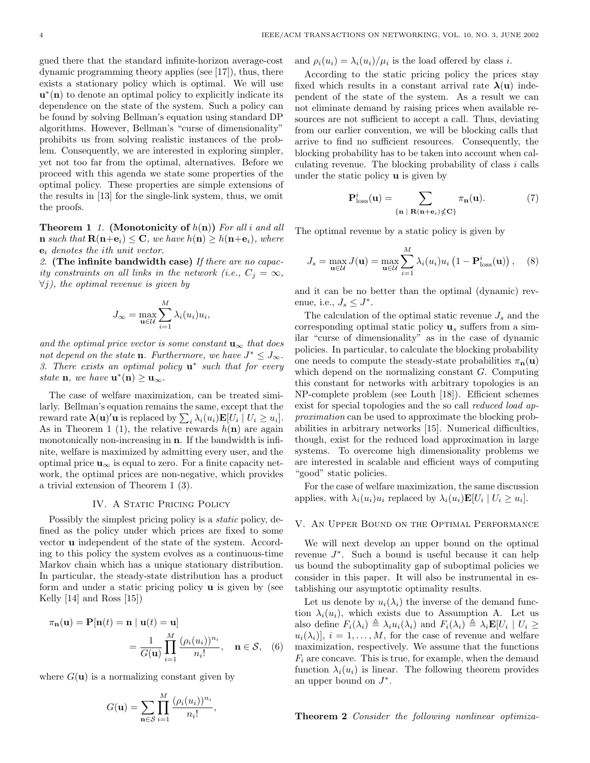gued there that the standard infinite-horizon average-cost dynamic programming theory applies (see [17]), thus, there exists a stationary policy which is optimal. We will use $\mathbf{u}^*(\mathbf{n})$ to denote an optimal policy to explicitly indicate its dependence on the state of the system. Such a policy can be found by solving Bellman's equation using standard DP algorithms. However, Bellman's "curse of dimensionality" prohibits us from solving realistic instances of the problem. Consequently, we are interested in exploring simpler, yet not too far from the optimal, alternatives. Before we proceed with this agenda we state some properties of the optimal policy. These properties are simple extensions of the results in [13] for the single-link system, thus, we omit the proofs.

**Theorem 1** *1.* **(Monotonicity of $h(\mathbf{n})$)** *For all $i$ and all $\mathbf{n}$ such that $\mathbf{R}(\mathbf{n}+\mathbf{e}_i) \leq \mathbf{C}$, we have $h(\mathbf{n}) \geq h(\mathbf{n}+\mathbf{e}_i)$, where $\mathbf{e}_i$ denotes the ith unit vector.*
*2.* **(The infinite bandwidth case)** *If there are no capacity constraints on all links in the network (i.e., $C_j = \infty$, $\forall j$), the optimal revenue is given by*

$$J_\infty = \max_{\mathbf{u}\in\mathcal{U}} \sum_{i=1}^{M} \lambda_i(u_i)u_i,$$

*and the optimal price vector is some constant $\mathbf{u}_\infty$ that does not depend on the state $\mathbf{n}$. Furthermore, we have $J^* \leq J_\infty$.*
*3. There exists an optimal policy $\mathbf{u}^*$ such that for every state $\mathbf{n}$, we have $\mathbf{u}^*(\mathbf{n}) \geq \mathbf{u}_\infty$.*

The case of welfare maximization, can be treated similarly. Bellman's equation remains the same, except that the reward rate $\boldsymbol{\lambda}(\mathbf{u})'\mathbf{u}$ is replaced by $\sum_i \lambda_i(u_i)\mathbf{E}[U_i \mid U_i \geq u_i]$. As in Theorem 1 (1), the relative rewards $h(\mathbf{n})$ are again monotonically non-increasing in $\mathbf{n}$. If the bandwidth is infinite, welfare is maximized by admitting every user, and the optimal price $\mathbf{u}_\infty$ is equal to zero. For a finite capacity network, the optimal prices are non-negative, which provides a trivial extension of Theorem 1 (3).

## IV. A Static Pricing Policy

Possibly the simplest pricing policy is a *static* policy, defined as the policy under which prices are fixed to some vector $\mathbf{u}$ independent of the state of the system. According to this policy the system evolves as a continuous-time Markov chain which has a unique stationary distribution. In particular, the steady-state distribution has a product form and under a static pricing policy $\mathbf{u}$ is given by (see Kelly [14] and Ross [15])

$$\pi_{\mathbf{n}}(\mathbf{u}) = \mathbf{P}[\mathbf{n}(t) = \mathbf{n} \mid \mathbf{u}(t) = \mathbf{u}] = \frac{1}{G(\mathbf{u})} \prod_{i=1}^{M} \frac{(\rho_i(u_i))^{n_i}}{n_i!}, \quad \mathbf{n} \in \mathcal{S}, \quad (6)$$

where $G(\mathbf{u})$ is a normalizing constant given by

$$G(\mathbf{u}) = \sum_{\mathbf{n}\in\mathcal{S}} \prod_{i=1}^{M} \frac{(\rho_i(u_i))^{n_i}}{n_i!},$$

and $\rho_i(u_i) = \lambda_i(u_i)/\mu_i$ is the load offered by class $i$.

According to the static pricing policy the prices stay fixed which results in a constant arrival rate $\boldsymbol{\lambda}(\mathbf{u})$ independent of the state of the system. As a result we can not eliminate demand by raising prices when available resources are not sufficient to accept a call. Thus, deviating from our earlier convention, we will be blocking calls that arrive to find no sufficient resources. Consequently, the blocking probability has to be taken into account when calculating revenue. The blocking probability of class $i$ calls under the static policy $\mathbf{u}$ is given by

$$\mathbf{P}^i_{\text{loss}}(\mathbf{u}) = \sum_{\{\mathbf{n} \mid \mathbf{R}(\mathbf{n}+\mathbf{e}_i) \nleq \mathbf{C}\}} \pi_{\mathbf{n}}(\mathbf{u}). \quad (7)$$

The optimal revenue by a static policy is given by

$$J_s = \max_{\mathbf{u}\in\mathcal{U}} J(\mathbf{u}) = \max_{\mathbf{u}\in\mathcal{U}} \sum_{i=1}^{M} \lambda_i(u_i)u_i \left(1 - \mathbf{P}^i_{\text{loss}}(\mathbf{u})\right), \quad (8)$$

and it can be no better than the optimal (dynamic) revenue, i.e., $J_s \leq J^*$.

The calculation of the optimal static revenue $J_s$ and the corresponding optimal static policy $\mathbf{u}_s$ suffers from a similar "curse of dimensionality" as in the case of dynamic policies. In particular, to calculate the blocking probability one needs to compute the steady-state probabilities $\pi_{\mathbf{n}}(\mathbf{u})$ which depend on the normalizing constant $G$. Computing this constant for networks with arbitrary topologies is an NP-complete problem (see Louth [18]). Efficient schemes exist for special topologies and the so call *reduced load approximation* can be used to approximate the blocking probabilities in arbitrary networks [15]. Numerical difficulties, though, exist for the reduced load approximation in large systems. To overcome high dimensionality problems we are interested in scalable and efficient ways of computing "good" static policies.

For the case of welfare maximization, the same discussion applies, with $\lambda_i(u_i)u_i$ replaced by $\lambda_i(u_i)\mathbf{E}[U_i \mid U_i \geq u_i]$.

## V. An Upper Bound on the Optimal Performance

We will next develop an upper bound on the optimal revenue $J^*$. Such a bound is useful because it can help us bound the suboptimality gap of suboptimal policies we consider in this paper. It will also be instrumental in establishing our asymptotic optimality results.

Let us denote by $u_i(\lambda_i)$ the inverse of the demand function $\lambda_i(u_i)$, which exists due to Assumption A. Let us also define $F_i(\lambda_i) \triangleq \lambda_i u_i(\lambda_i)$ and $F_i(\lambda_i) \triangleq \lambda_i \mathbf{E}[U_i \mid U_i \geq u_i(\lambda_i)]$, $i = 1, \ldots, M$, for the case of revenue and welfare maximization, respectively. We assume that the functions $F_i$ are concave. This is true, for example, when the demand function $\lambda_i(u_i)$ is linear. The following theorem provides an upper bound on $J^*$.

**Theorem 2** *Consider the following nonlinear optimiza-*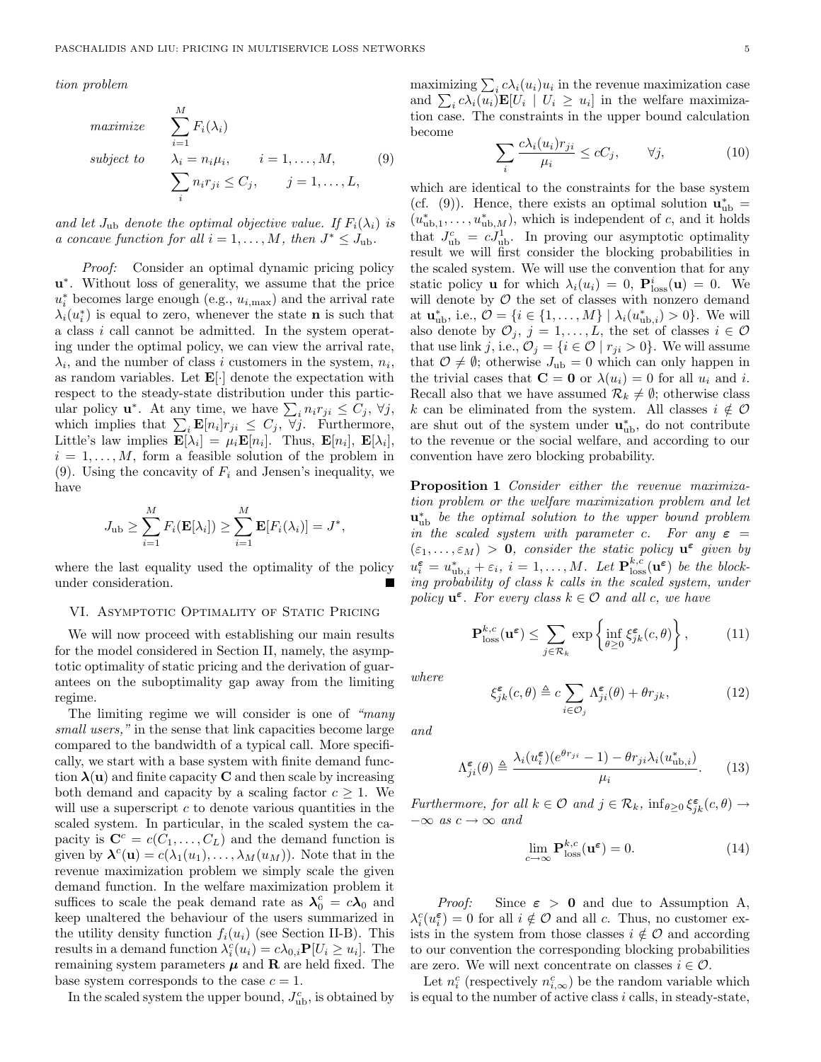*tion problem*

$$
\begin{aligned}
\textit{maximize} \quad & \sum_{i=1}^{M} F_i(\lambda_i) \\
\textit{subject to} \quad & \lambda_i = n_i \mu_i, \qquad i = 1, \ldots, M, \\
& \sum_i n_i r_{ji} \leq C_j, \qquad j = 1, \ldots, L,
\end{aligned}
\tag{9}
$$

*and let $J_{\text{ub}}$ denote the optimal objective value. If $F_i(\lambda_i)$ is a concave function for all $i = 1, \ldots, M$, then $J^* \leq J_{\text{ub}}$.*

*Proof:* Consider an optimal dynamic pricing policy $\mathbf{u}^*$. Without loss of generality, we assume that the price $u_i^*$ becomes large enough (e.g., $u_{i,\max}$) and the arrival rate $\lambda_i(u_i^*)$ is equal to zero, whenever the state $\mathbf{n}$ is such that a class $i$ call cannot be admitted. In the system operating under the optimal policy, we can view the arrival rate, $\lambda_i$, and the number of class $i$ customers in the system, $n_i$, as random variables. Let $\mathbf{E}[\cdot]$ denote the expectation with respect to the steady-state distribution under this particular policy $\mathbf{u}^*$. At any time, we have $\sum_i n_i r_{ji} \leq C_j$, $\forall j$, which implies that $\sum_i \mathbf{E}[n_i] r_{ji} \leq C_j$, $\forall j$. Furthermore, Little's law implies $\mathbf{E}[\lambda_i] = \mu_i \mathbf{E}[n_i]$. Thus, $\mathbf{E}[n_i]$, $\mathbf{E}[\lambda_i]$, $i = 1, \ldots, M$, form a feasible solution of the problem in (9). Using the concavity of $F_i$ and Jensen's inequality, we have

$$
J_{\text{ub}} \geq \sum_{i=1}^{M} F_i(\mathbf{E}[\lambda_i]) \geq \sum_{i=1}^{M} \mathbf{E}[F_i(\lambda_i)] = J^*,
$$

where the last equality used the optimality of the policy under consideration. ∎

## VI. Asymptotic Optimality of Static Pricing

We will now proceed with establishing our main results for the model considered in Section II, namely, the asymptotic optimality of static pricing and the derivation of guarantees on the suboptimality gap away from the limiting regime.

The limiting regime we will consider is one of *"many small users,"* in the sense that link capacities become large compared to the bandwidth of a typical call. More specifically, we start with a base system with finite demand function $\boldsymbol{\lambda}(\mathbf{u})$ and finite capacity $\mathbf{C}$ and then scale by increasing both demand and capacity by a scaling factor $c \geq 1$. We will use a superscript $c$ to denote various quantities in the scaled system. In particular, in the scaled system the capacity is $\mathbf{C}^c = c(C_1, \ldots, C_L)$ and the demand function is given by $\boldsymbol{\lambda}^c(\mathbf{u}) = c(\lambda_1(u_1), \ldots, \lambda_M(u_M))$. Note that in the revenue maximization problem we simply scale the given demand function. In the welfare maximization problem it suffices to scale the peak demand rate as $\boldsymbol{\lambda}_0^c = c\boldsymbol{\lambda}_0$ and keep unaltered the behaviour of the users summarized in the utility density function $f_i(u_i)$ (see Section II-B). This results in a demand function $\lambda_i^c(u_i) = c\lambda_{0,i}\mathbf{P}[U_i \geq u_i]$. The remaining system parameters $\boldsymbol{\mu}$ and $\mathbf{R}$ are held fixed. The base system corresponds to the case $c = 1$.

In the scaled system the upper bound, $J_{\text{ub}}^c$, is obtained by maximizing $\sum_i c\lambda_i(u_i)u_i$ in the revenue maximization case and $\sum_i c\lambda_i(u_i)\mathbf{E}[U_i \mid U_i \geq u_i]$ in the welfare maximization case. The constraints in the upper bound calculation become

$$
\sum_i \frac{c\lambda_i(u_i) r_{ji}}{\mu_i} \leq cC_j, \qquad \forall j,
\tag{10}
$$

which are identical to the constraints for the base system (cf. (9)). Hence, there exists an optimal solution $\mathbf{u}_{\text{ub}}^* = (u_{\text{ub},1}^*, \ldots, u_{\text{ub},M}^*)$, which is independent of $c$, and it holds that $J_{\text{ub}}^c = cJ_{\text{ub}}^1$. In proving our asymptotic optimality result we will first consider the blocking probabilities in the scaled system. We will use the convention that for any static policy $\mathbf{u}$ for which $\lambda_i(u_i) = 0$, $\mathbf{P}_{\text{loss}}^i(\mathbf{u}) = 0$. We will denote by $\mathcal{O}$ the set of classes with nonzero demand at $\mathbf{u}_{\text{ub}}^*$, i.e., $\mathcal{O} = \{i \in \{1, \ldots, M\} \mid \lambda_i(u_{\text{ub},i}^*) > 0\}$. We will also denote by $\mathcal{O}_j$, $j = 1, \ldots, L$, the set of classes $i \in \mathcal{O}$ that use link $j$, i.e., $\mathcal{O}_j = \{i \in \mathcal{O} \mid r_{ji} > 0\}$. We will assume that $\mathcal{O} \neq \emptyset$; otherwise $J_{\text{ub}} = 0$ which can only happen in the trivial cases that $\mathbf{C} = \mathbf{0}$ or $\lambda(u_i) = 0$ for all $u_i$ and $i$. Recall also that we have assumed $\mathcal{R}_k \neq \emptyset$; otherwise class $k$ can be eliminated from the system. All classes $i \notin \mathcal{O}$ are shut out of the system under $\mathbf{u}_{\text{ub}}^*$, do not contribute to the revenue or the social welfare, and according to our convention have zero blocking probability.

**Proposition 1** *Consider either the revenue maximization problem or the welfare maximization problem and let $\mathbf{u}_{\text{ub}}^*$ be the optimal solution to the upper bound problem in the scaled system with parameter $c$. For any $\boldsymbol{\varepsilon} = (\varepsilon_1, \ldots, \varepsilon_M) > \mathbf{0}$, consider the static policy $\mathbf{u}^{\boldsymbol{\varepsilon}}$ given by $u_i^{\boldsymbol{\varepsilon}} = u_{\text{ub},i}^* + \varepsilon_i$, $i = 1, \ldots, M$. Let $\mathbf{P}_{\text{loss}}^{k,c}(\mathbf{u}^{\boldsymbol{\varepsilon}})$ be the blocking probability of class $k$ calls in the scaled system, under policy $\mathbf{u}^{\boldsymbol{\varepsilon}}$. For every class $k \in \mathcal{O}$ and all $c$, we have*

$$
\mathbf{P}_{\text{loss}}^{k,c}(\mathbf{u}^{\boldsymbol{\varepsilon}}) \leq \sum_{j \in \mathcal{R}_k} \exp\left\{ \inf_{\theta \geq 0} \xi_{jk}^{\boldsymbol{\varepsilon}}(c, \theta) \right\},
\tag{11}
$$

*where*

$$
\xi_{jk}^{\boldsymbol{\varepsilon}}(c, \theta) \triangleq c \sum_{i \in \mathcal{O}_j} \Lambda_{ji}^{\boldsymbol{\varepsilon}}(\theta) + \theta r_{jk},
\tag{12}
$$

*and*

$$
\Lambda_{ji}^{\boldsymbol{\varepsilon}}(\theta) \triangleq \frac{\lambda_i(u_i^{\boldsymbol{\varepsilon}})(e^{\theta r_{ji}} - 1) - \theta r_{ji} \lambda_i(u_{\text{ub},i}^*)}{\mu_i}.
\tag{13}
$$

*Furthermore, for all $k \in \mathcal{O}$ and $j \in \mathcal{R}_k$, $\inf_{\theta \geq 0} \xi_{jk}^{\boldsymbol{\varepsilon}}(c, \theta) \to -\infty$ as $c \to \infty$ and*

$$
\lim_{c \to \infty} \mathbf{P}_{\text{loss}}^{k,c}(\mathbf{u}^{\boldsymbol{\varepsilon}}) = 0.
\tag{14}
$$

*Proof:* Since $\boldsymbol{\varepsilon} > \mathbf{0}$ and due to Assumption A, $\lambda_i^c(u_i^{\boldsymbol{\varepsilon}}) = 0$ for all $i \notin \mathcal{O}$ and all $c$. Thus, no customer exists in the system from those classes $i \notin \mathcal{O}$ and according to our convention the corresponding blocking probabilities are zero. We will next concentrate on classes $i \in \mathcal{O}$.

Let $n_i^c$ (respectively $n_{i,\infty}^c$) be the random variable which is equal to the number of active class $i$ calls, in steady-state,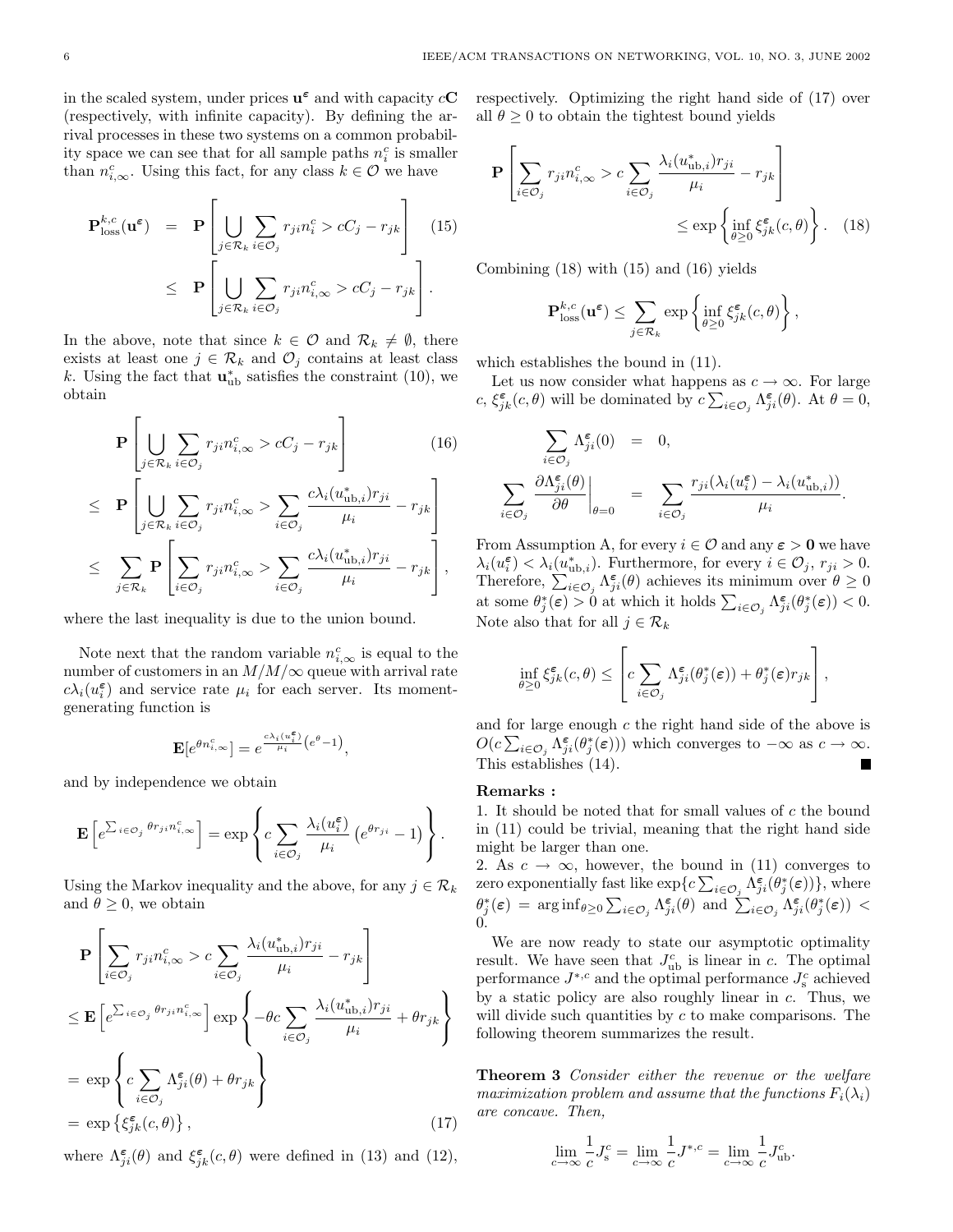in the scaled system, under prices $\mathbf{u}^{\boldsymbol{\varepsilon}}$ and with capacity $c\mathbf{C}$ (respectively, with infinite capacity). By defining the arrival processes in these two systems on a common probability space we can see that for all sample paths $n_i^c$ is smaller than $n_{i,\infty}^c$. Using this fact, for any class $k \in \mathcal{O}$ we have

$$
\begin{aligned}
\mathbf{P}_{\text{loss}}^{k,c}(\mathbf{u}^{\boldsymbol{\varepsilon}}) &= \mathbf{P}\left[\bigcup_{j\in\mathcal{R}_k}\sum_{i\in\mathcal{O}_j} r_{ji}n_i^c > cC_j - r_{jk}\right] \qquad (15)\\
&\leq \mathbf{P}\left[\bigcup_{j\in\mathcal{R}_k}\sum_{i\in\mathcal{O}_j} r_{ji}n_{i,\infty}^c > cC_j - r_{jk}\right].
\end{aligned}
$$

In the above, note that since $k \in \mathcal{O}$ and $\mathcal{R}_k \neq \emptyset$, there exists at least one $j \in \mathcal{R}_k$ and $\mathcal{O}_j$ contains at least class $k$. Using the fact that $\mathbf{u}_{\text{ub}}^*$ satisfies the constraint (10), we obtain

$$
\begin{aligned}
&\mathbf{P}\left[\bigcup_{j\in\mathcal{R}_k}\sum_{i\in\mathcal{O}_j} r_{ji}n_{i,\infty}^c > cC_j - r_{jk}\right] \qquad (16)\\
&\leq \mathbf{P}\left[\bigcup_{j\in\mathcal{R}_k}\sum_{i\in\mathcal{O}_j} r_{ji}n_{i,\infty}^c > \sum_{i\in\mathcal{O}_j}\frac{c\lambda_i(u_{\text{ub},i}^*)r_{ji}}{\mu_i} - r_{jk}\right]\\
&\leq \sum_{j\in\mathcal{R}_k}\mathbf{P}\left[\sum_{i\in\mathcal{O}_j} r_{ji}n_{i,\infty}^c > \sum_{i\in\mathcal{O}_j}\frac{c\lambda_i(u_{\text{ub},i}^*)r_{ji}}{\mu_i} - r_{jk}\right],
\end{aligned}
$$

where the last inequality is due to the union bound.

Note next that the random variable $n_{i,\infty}^c$ is equal to the number of customers in an $M/M/\infty$ queue with arrival rate $c\lambda_i(u_i^{\boldsymbol{\varepsilon}})$ and service rate $\mu_i$ for each server. Its moment-generating function is

$$
\mathbf{E}[e^{\theta n_{i,\infty}^c}] = e^{\frac{c\lambda_i(u_i^{\boldsymbol{\varepsilon}})}{\mu_i}\left(e^{\theta}-1\right)},
$$

and by independence we obtain

$$
\mathbf{E}\left[e^{\sum_{i\in\mathcal{O}_j}\theta r_{ji}n_{i,\infty}^c}\right] = \exp\left\{c\sum_{i\in\mathcal{O}_j}\frac{\lambda_i(u_i^{\boldsymbol{\varepsilon}})}{\mu_i}\left(e^{\theta r_{ji}}-1\right)\right\}.
$$

Using the Markov inequality and the above, for any $j \in \mathcal{R}_k$ and $\theta \geq 0$, we obtain

$$
\begin{aligned}
&\mathbf{P}\left[\sum_{i\in\mathcal{O}_j} r_{ji}n_{i,\infty}^c > c\sum_{i\in\mathcal{O}_j}\frac{\lambda_i(u_{\text{ub},i}^*)r_{ji}}{\mu_i} - r_{jk}\right]\\
&\leq \mathbf{E}\left[e^{\sum_{i\in\mathcal{O}_j}\theta r_{ji}n_{i,\infty}^c}\right]\exp\left\{-\theta c\sum_{i\in\mathcal{O}_j}\frac{\lambda_i(u_{\text{ub},i}^*)r_{ji}}{\mu_i} + \theta r_{jk}\right\}\\
&= \exp\left\{c\sum_{i\in\mathcal{O}_j}\Lambda_{ji}^{\boldsymbol{\varepsilon}}(\theta) + \theta r_{jk}\right\}\\
&= \exp\left\{\xi_{jk}^{\boldsymbol{\varepsilon}}(c,\theta)\right\}, \qquad (17)
\end{aligned}
$$

where $\Lambda_{ji}^{\boldsymbol{\varepsilon}}(\theta)$ and $\xi_{jk}^{\boldsymbol{\varepsilon}}(c,\theta)$ were defined in (13) and (12), respectively. Optimizing the right hand side of (17) over all $\theta \geq 0$ to obtain the tightest bound yields

$$
\mathbf{P}\left[\sum_{i\in\mathcal{O}_j} r_{ji}n_{i,\infty}^c > c\sum_{i\in\mathcal{O}_j}\frac{\lambda_i(u_{\text{ub},i}^*)r_{ji}}{\mu_i} - r_{jk}\right] \leq \exp\left\{\inf_{\theta\geq 0}\xi_{jk}^{\boldsymbol{\varepsilon}}(c,\theta)\right\}. \qquad (18)
$$

Combining (18) with (15) and (16) yields

$$
\mathbf{P}_{\text{loss}}^{k,c}(\mathbf{u}^{\boldsymbol{\varepsilon}}) \leq \sum_{j\in\mathcal{R}_k}\exp\left\{\inf_{\theta\geq 0}\xi_{jk}^{\boldsymbol{\varepsilon}}(c,\theta)\right\},
$$

which establishes the bound in (11).

Let us now consider what happens as $c \to \infty$. For large $c$, $\xi_{jk}^{\boldsymbol{\varepsilon}}(c,\theta)$ will be dominated by $c\sum_{i\in\mathcal{O}_j}\Lambda_{ji}^{\boldsymbol{\varepsilon}}(\theta)$. At $\theta = 0$,

$$
\begin{aligned}
\sum_{i\in\mathcal{O}_j}\Lambda_{ji}^{\boldsymbol{\varepsilon}}(0) &= 0,\\
\sum_{i\in\mathcal{O}_j}\left.\frac{\partial\Lambda_{ji}^{\boldsymbol{\varepsilon}}(\theta)}{\partial\theta}\right|_{\theta=0} &= \sum_{i\in\mathcal{O}_j}\frac{r_{ji}(\lambda_i(u_i^{\boldsymbol{\varepsilon}}) - \lambda_i(u_{\text{ub},i}^*))}{\mu_i}.
\end{aligned}
$$

From Assumption A, for every $i \in \mathcal{O}$ and any $\boldsymbol{\varepsilon} > \mathbf{0}$ we have $\lambda_i(u_i^{\boldsymbol{\varepsilon}}) < \lambda_i(u_{\text{ub},i}^*)$. Furthermore, for every $i \in \mathcal{O}_j$, $r_{ji} > 0$. Therefore, $\sum_{i\in\mathcal{O}_j}\Lambda_{ji}^{\boldsymbol{\varepsilon}}(\theta)$ achieves its minimum over $\theta \geq 0$ at some $\theta_j^*(\boldsymbol{\varepsilon}) > 0$ at which it holds $\sum_{i\in\mathcal{O}_j}\Lambda_{ji}^{\boldsymbol{\varepsilon}}(\theta_j^*(\boldsymbol{\varepsilon})) < 0$. Note also that for all $j \in \mathcal{R}_k$

$$
\inf_{\theta\geq 0}\xi_{jk}^{\boldsymbol{\varepsilon}}(c,\theta) \leq \left[c\sum_{i\in\mathcal{O}_j}\Lambda_{ji}^{\boldsymbol{\varepsilon}}(\theta_j^*(\boldsymbol{\varepsilon})) + \theta_j^*(\boldsymbol{\varepsilon})r_{jk}\right],
$$

and for large enough $c$ the right hand side of the above is $O(c\sum_{i\in\mathcal{O}_j}\Lambda_{ji}^{\boldsymbol{\varepsilon}}(\theta_j^*(\boldsymbol{\varepsilon})))$ which converges to $-\infty$ as $c \to \infty$. This establishes (14). ■

**Remarks :**

1. It should be noted that for small values of $c$ the bound in (11) could be trivial, meaning that the right hand side might be larger than one.
2. As $c \to \infty$, however, the bound in (11) converges to zero exponentially fast like $\exp\{c\sum_{i\in\mathcal{O}_j}\Lambda_{ji}^{\boldsymbol{\varepsilon}}(\theta_j^*(\boldsymbol{\varepsilon}))\}$, where $\theta_j^*(\boldsymbol{\varepsilon}) = \arg\inf_{\theta\geq 0}\sum_{i\in\mathcal{O}_j}\Lambda_{ji}^{\boldsymbol{\varepsilon}}(\theta)$ and $\sum_{i\in\mathcal{O}_j}\Lambda_{ji}^{\boldsymbol{\varepsilon}}(\theta_j^*(\boldsymbol{\varepsilon})) < 0$.

We are now ready to state our asymptotic optimality result. We have seen that $J_{\text{ub}}^c$ is linear in $c$. The optimal performance $J^{*,c}$ and the optimal performance $J_{\text{s}}^c$ achieved by a static policy are also roughly linear in $c$. Thus, we will divide such quantities by $c$ to make comparisons. The following theorem summarizes the result.

**Theorem 3** *Consider either the revenue or the welfare maximization problem and assume that the functions $F_i(\lambda_i)$ are concave. Then,*

$$
\lim_{c\to\infty}\frac{1}{c}J_{\text{s}}^c = \lim_{c\to\infty}\frac{1}{c}J^{*,c} = \lim_{c\to\infty}\frac{1}{c}J_{\text{ub}}^c.
$$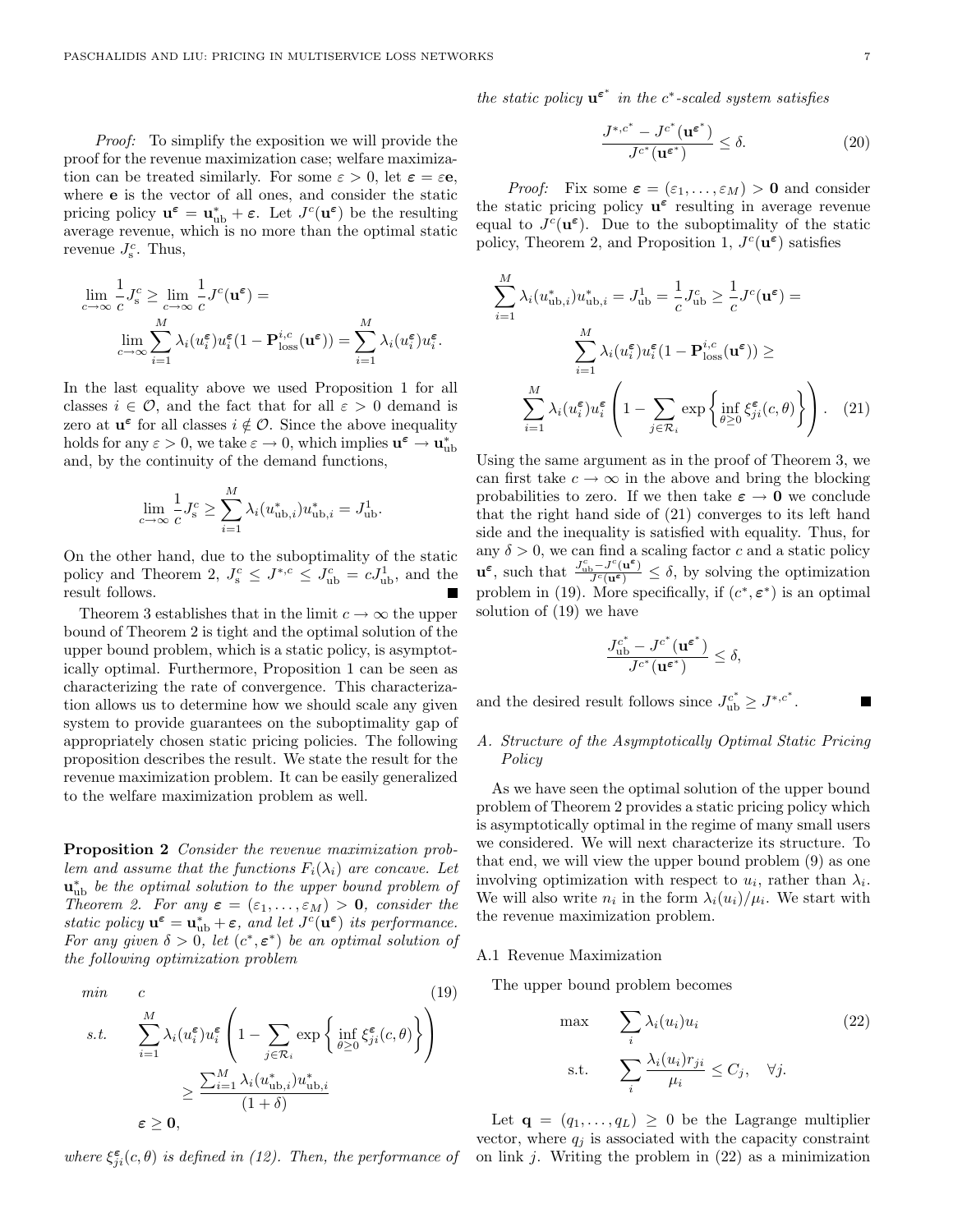*Proof:* To simplify the exposition we will provide the proof for the revenue maximization case; welfare maximization can be treated similarly. For some $\varepsilon > 0$, let $\boldsymbol{\varepsilon} = \varepsilon \mathbf{e}$, where $\mathbf{e}$ is the vector of all ones, and consider the static pricing policy $\mathbf{u}^{\boldsymbol{\varepsilon}} = \mathbf{u}^*_{\text{ub}} + \boldsymbol{\varepsilon}$. Let $J^c(\mathbf{u}^{\boldsymbol{\varepsilon}})$ be the resulting average revenue, which is no more than the optimal static revenue $J^c_{\text{s}}$. Thus,

$$\lim_{c\to\infty} \frac{1}{c} J^c_{\text{s}} \geq \lim_{c\to\infty} \frac{1}{c} J^c(\mathbf{u}^{\boldsymbol{\varepsilon}}) = \lim_{c\to\infty} \sum_{i=1}^{M} \lambda_i(u^{\boldsymbol{\varepsilon}}_i) u^{\boldsymbol{\varepsilon}}_i (1 - \mathbf{P}^{i,c}_{\text{loss}}(\mathbf{u}^{\boldsymbol{\varepsilon}})) = \sum_{i=1}^{M} \lambda_i(u^{\boldsymbol{\varepsilon}}_i) u^{\boldsymbol{\varepsilon}}_i.$$

In the last equality above we used Proposition 1 for all classes $i \in \mathcal{O}$, and the fact that for all $\varepsilon > 0$ demand is zero at $\mathbf{u}^{\boldsymbol{\varepsilon}}$ for all classes $i \notin \mathcal{O}$. Since the above inequality holds for any $\varepsilon > 0$, we take $\varepsilon \to 0$, which implies $\mathbf{u}^{\boldsymbol{\varepsilon}} \to \mathbf{u}^*_{\text{ub}}$ and, by the continuity of the demand functions,

$$\lim_{c\to\infty} \frac{1}{c} J^c_{\text{s}} \geq \sum_{i=1}^{M} \lambda_i(u^*_{\text{ub},i}) u^*_{\text{ub},i} = J^1_{\text{ub}}.$$

On the other hand, due to the suboptimality of the static policy and Theorem 2, $J^c_{\text{s}} \leq J^{*,c} \leq J^c_{\text{ub}} = cJ^1_{\text{ub}}$, and the result follows. ■

Theorem 3 establishes that in the limit $c \to \infty$ the upper bound of Theorem 2 is tight and the optimal solution of the upper bound problem, which is a static policy, is asymptotically optimal. Furthermore, Proposition 1 can be seen as characterizing the rate of convergence. This characterization allows us to determine how we should scale any given system to provide guarantees on the suboptimality gap of appropriately chosen static pricing policies. The following proposition describes the result. We state the result for the revenue maximization problem. It can be easily generalized to the welfare maximization problem as well.

**Proposition 2** *Consider the revenue maximization problem and assume that the functions $F_i(\lambda_i)$ are concave. Let $\mathbf{u}^*_{\text{ub}}$ be the optimal solution to the upper bound problem of Theorem 2. For any $\boldsymbol{\varepsilon} = (\varepsilon_1, \ldots, \varepsilon_M) > \mathbf{0}$, consider the static policy $\mathbf{u}^{\boldsymbol{\varepsilon}} = \mathbf{u}^*_{\text{ub}} + \boldsymbol{\varepsilon}$, and let $J^c(\mathbf{u}^{\boldsymbol{\varepsilon}})$ its performance. For any given $\delta > 0$, let $(c^*, \boldsymbol{\varepsilon}^*)$ be an optimal solution of the following optimization problem*

$$\begin{aligned} \min \quad & c \\ \text{s.t.} \quad & \sum_{i=1}^{M} \lambda_i(u^{\boldsymbol{\varepsilon}}_i) u^{\boldsymbol{\varepsilon}}_i \left( 1 - \sum_{j\in\mathcal{R}_i} \exp\left\{ \inf_{\theta\geq 0} \xi^{\boldsymbol{\varepsilon}}_{ji}(c,\theta) \right\} \right) \\ & \geq \frac{\sum_{i=1}^{M} \lambda_i(u^*_{\text{ub},i}) u^*_{\text{ub},i}}{(1+\delta)} \\ & \boldsymbol{\varepsilon} \geq \mathbf{0}, \end{aligned} \tag{19}$$

*where $\xi^{\boldsymbol{\varepsilon}}_{ji}(c,\theta)$ is defined in (12). Then, the performance of the static policy $\mathbf{u}^{\boldsymbol{\varepsilon}^*}$ in the $c^*$-scaled system satisfies*

$$\frac{J^{*,c^*} - J^{c^*}(\mathbf{u}^{\boldsymbol{\varepsilon}^*})}{J^{c^*}(\mathbf{u}^{\boldsymbol{\varepsilon}^*})} \leq \delta. \tag{20}$$

*Proof:* Fix some $\boldsymbol{\varepsilon} = (\varepsilon_1, \ldots, \varepsilon_M) > \mathbf{0}$ and consider the static pricing policy $\mathbf{u}^{\boldsymbol{\varepsilon}}$ resulting in average revenue equal to $J^c(\mathbf{u}^{\boldsymbol{\varepsilon}})$. Due to the suboptimality of the static policy, Theorem 2, and Proposition 1, $J^c(\mathbf{u}^{\boldsymbol{\varepsilon}})$ satisfies

$$\begin{aligned} \sum_{i=1}^{M} \lambda_i(u^*_{\text{ub},i}) u^*_{\text{ub},i} = J^1_{\text{ub}} = \frac{1}{c} J^c_{\text{ub}} \geq \frac{1}{c} J^c(\mathbf{u}^{\boldsymbol{\varepsilon}}) = \\ \sum_{i=1}^{M} \lambda_i(u^{\boldsymbol{\varepsilon}}_i) u^{\boldsymbol{\varepsilon}}_i (1 - \mathbf{P}^{i,c}_{\text{loss}}(\mathbf{u}^{\boldsymbol{\varepsilon}})) \geq \\ \sum_{i=1}^{M} \lambda_i(u^{\boldsymbol{\varepsilon}}_i) u^{\boldsymbol{\varepsilon}}_i \left( 1 - \sum_{j\in\mathcal{R}_i} \exp\left\{ \inf_{\theta\geq 0} \xi^{\boldsymbol{\varepsilon}}_{ji}(c,\theta) \right\} \right). \end{aligned} \tag{21}$$

Using the same argument as in the proof of Theorem 3, we can first take $c \to \infty$ in the above and bring the blocking probabilities to zero. If we then take $\boldsymbol{\varepsilon} \to \mathbf{0}$ we conclude that the right hand side of (21) converges to its left hand side and the inequality is satisfied with equality. Thus, for any $\delta > 0$, we can find a scaling factor $c$ and a static policy $\mathbf{u}^{\boldsymbol{\varepsilon}}$, such that $\frac{J^c_{\text{ub}} - J^c(\mathbf{u}^{\boldsymbol{\varepsilon}})}{J^c(\mathbf{u}^{\boldsymbol{\varepsilon}})} \leq \delta$, by solving the optimization problem in (19). More specifically, if $(c^*, \boldsymbol{\varepsilon}^*)$ is an optimal solution of (19) we have

$$\frac{J^{c^*}_{\text{ub}} - J^{c^*}(\mathbf{u}^{\boldsymbol{\varepsilon}^*})}{J^{c^*}(\mathbf{u}^{\boldsymbol{\varepsilon}^*})} \leq \delta,$$

and the desired result follows since $J^{c^*}_{\text{ub}} \geq J^{*,c^*}$. ■

### A. Structure of the Asymptotically Optimal Static Pricing Policy

As we have seen the optimal solution of the upper bound problem of Theorem 2 provides a static pricing policy which is asymptotically optimal in the regime of many small users we considered. We will next characterize its structure. To that end, we will view the upper bound problem (9) as one involving optimization with respect to $u_i$, rather than $\lambda_i$. We will also write $n_i$ in the form $\lambda_i(u_i)/\mu_i$. We start with the revenue maximization problem.

#### A.1 Revenue Maximization

The upper bound problem becomes

$$\begin{aligned} \max \quad & \sum_i \lambda_i(u_i) u_i \\ \text{s.t.} \quad & \sum_i \frac{\lambda_i(u_i) r_{ji}}{\mu_i} \leq C_j, \quad \forall j. \end{aligned} \tag{22}$$

Let $\mathbf{q} = (q_1, \ldots, q_L) \geq 0$ be the Lagrange multiplier vector, where $q_j$ is associated with the capacity constraint on link $j$. Writing the problem in (22) as a minimization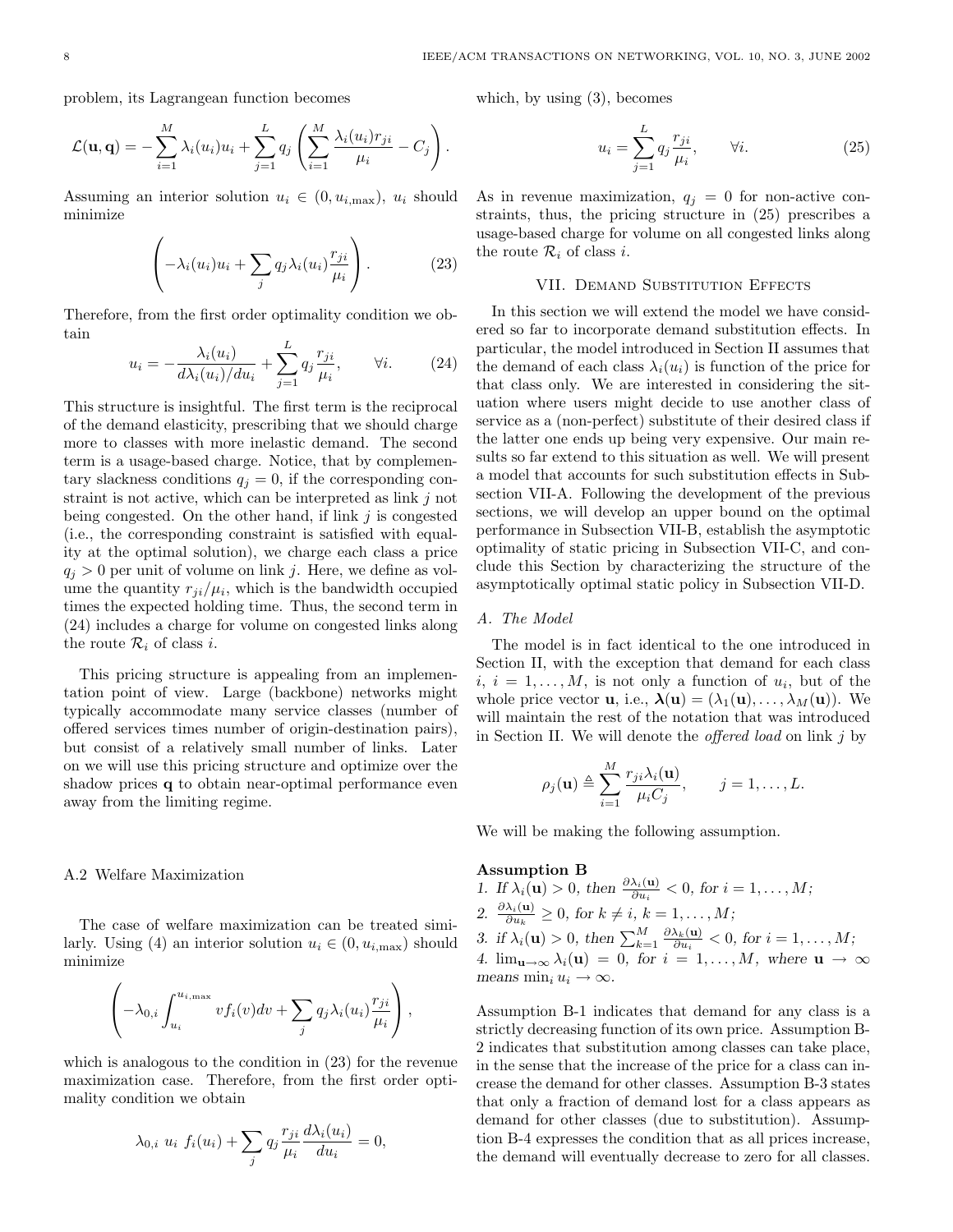problem, its Lagrangean function becomes

$$\mathcal{L}(\mathbf{u}, \mathbf{q}) = -\sum_{i=1}^{M} \lambda_i(u_i) u_i + \sum_{j=1}^{L} q_j \left( \sum_{i=1}^{M} \frac{\lambda_i(u_i) r_{ji}}{\mu_i} - C_j \right).$$

Assuming an interior solution $u_i \in (0, u_{i,\max})$, $u_i$ should minimize

$$\left( -\lambda_i(u_i) u_i + \sum_j q_j \lambda_i(u_i) \frac{r_{ji}}{\mu_i} \right). \tag{23}$$

Therefore, from the first order optimality condition we obtain

$$u_i = -\frac{\lambda_i(u_i)}{d\lambda_i(u_i)/du_i} + \sum_{j=1}^{L} q_j \frac{r_{ji}}{\mu_i}, \qquad \forall i. \tag{24}$$

This structure is insightful. The first term is the reciprocal of the demand elasticity, prescribing that we should charge more to classes with more inelastic demand. The second term is a usage-based charge. Notice, that by complementary slackness conditions $q_j = 0$, if the corresponding constraint is not active, which can be interpreted as link $j$ not being congested. On the other hand, if link $j$ is congested (i.e., the corresponding constraint is satisfied with equality at the optimal solution), we charge each class a price $q_j > 0$ per unit of volume on link $j$. Here, we define as volume the quantity $r_{ji}/\mu_i$, which is the bandwidth occupied times the expected holding time. Thus, the second term in (24) includes a charge for volume on congested links along the route $\mathcal{R}_i$ of class $i$.

This pricing structure is appealing from an implementation point of view. Large (backbone) networks might typically accommodate many service classes (number of offered services times number of origin-destination pairs), but consist of a relatively small number of links. Later on we will use this pricing structure and optimize over the shadow prices $\mathbf{q}$ to obtain near-optimal performance even away from the limiting regime.

### A.2 Welfare Maximization

The case of welfare maximization can be treated similarly. Using (4) an interior solution $u_i \in (0, u_{i,\max})$ should minimize

$$\left( -\lambda_{0,i} \int_{u_i}^{u_{i,\max}} v f_i(v) dv + \sum_j q_j \lambda_i(u_i) \frac{r_{ji}}{\mu_i} \right),$$

which is analogous to the condition in (23) for the revenue maximization case. Therefore, from the first order optimality condition we obtain

$$\lambda_{0,i}\ u_i\ f_i(u_i) + \sum_j q_j \frac{r_{ji}}{\mu_i} \frac{d\lambda_i(u_i)}{du_i} = 0,$$

which, by using (3), becomes

$$u_i = \sum_{j=1}^{L} q_j \frac{r_{ji}}{\mu_i}, \qquad \forall i. \tag{25}$$

As in revenue maximization, $q_j = 0$ for non-active constraints, thus, the pricing structure in (25) prescribes a usage-based charge for volume on all congested links along the route $\mathcal{R}_i$ of class $i$.

## VII. Demand Substitution Effects

In this section we will extend the model we have considered so far to incorporate demand substitution effects. In particular, the model introduced in Section II assumes that the demand of each class $\lambda_i(u_i)$ is function of the price for that class only. We are interested in considering the situation where users might decide to use another class of service as a (non-perfect) substitute of their desired class if the latter one ends up being very expensive. Our main results so far extend to this situation as well. We will present a model that accounts for such substitution effects in Subsection VII-A. Following the development of the previous sections, we will develop an upper bound on the optimal performance in Subsection VII-B, establish the asymptotic optimality of static pricing in Subsection VII-C, and conclude this Section by characterizing the structure of the asymptotically optimal static policy in Subsection VII-D.

### A. The Model

The model is in fact identical to the one introduced in Section II, with the exception that demand for each class $i$, $i = 1, \ldots, M$, is not only a function of $u_i$, but of the whole price vector $\mathbf{u}$, i.e., $\boldsymbol{\lambda}(\mathbf{u}) = (\lambda_1(\mathbf{u}), \ldots, \lambda_M(\mathbf{u}))$. We will maintain the rest of the notation that was introduced in Section II. We will denote the *offered load* on link $j$ by

$$\rho_j(\mathbf{u}) \triangleq \sum_{i=1}^{M} \frac{r_{ji} \lambda_i(\mathbf{u})}{\mu_i C_j}, \qquad j = 1, \ldots, L.$$

We will be making the following assumption.

**Assumption B**
1. *If* $\lambda_i(\mathbf{u}) > 0$, *then* $\frac{\partial \lambda_i(\mathbf{u})}{\partial u_i} < 0$, *for* $i = 1, \ldots, M$;
2. $\frac{\partial \lambda_i(\mathbf{u})}{\partial u_k} \geq 0$, *for* $k \neq i$, $k = 1, \ldots, M$;
3. *if* $\lambda_i(\mathbf{u}) > 0$, *then* $\sum_{k=1}^{M} \frac{\partial \lambda_k(\mathbf{u})}{\partial u_i} < 0$, *for* $i = 1, \ldots, M$;
4. $\lim_{\mathbf{u} \to \infty} \lambda_i(\mathbf{u}) = 0$, *for* $i = 1, \ldots, M$, *where* $\mathbf{u} \to \infty$ *means* $\min_i u_i \to \infty$.

Assumption B-1 indicates that demand for any class is a strictly decreasing function of its own price. Assumption B-2 indicates that substitution among classes can take place, in the sense that the increase of the price for a class can increase the demand for other classes. Assumption B-3 states that only a fraction of demand lost for a class appears as demand for other classes (due to substitution). Assumption B-4 expresses the condition that as all prices increase, the demand will eventually decrease to zero for all classes.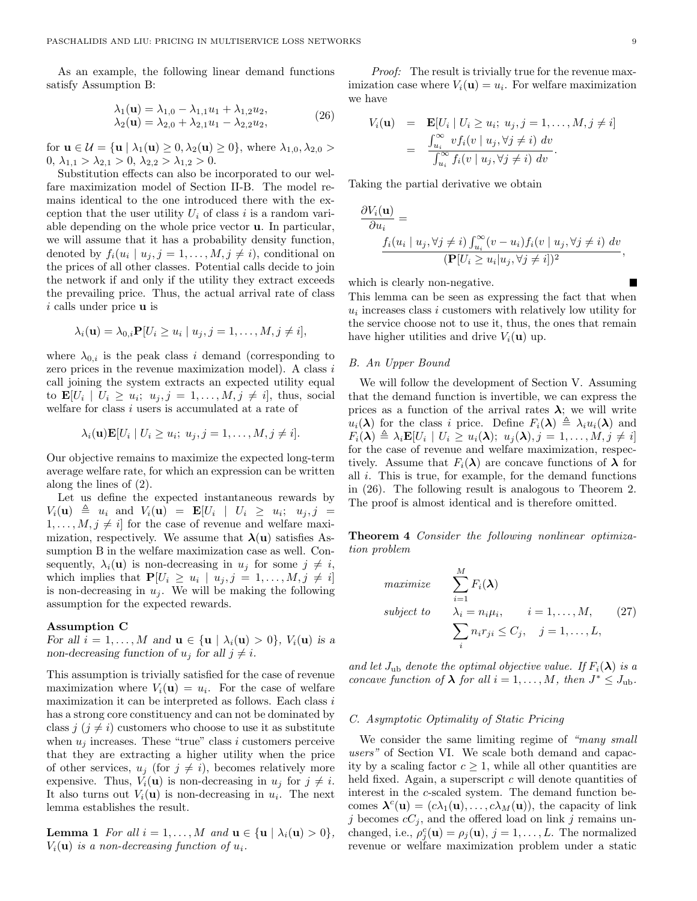As an example, the following linear demand functions satisfy Assumption B:

$$\begin{aligned} \lambda_1(\mathbf{u}) &= \lambda_{1,0} - \lambda_{1,1}u_1 + \lambda_{1,2}u_2, \\ \lambda_2(\mathbf{u}) &= \lambda_{2,0} + \lambda_{2,1}u_1 - \lambda_{2,2}u_2, \end{aligned} \tag{26}$$

for $\mathbf{u} \in \mathcal{U} = \{\mathbf{u} \mid \lambda_1(\mathbf{u}) \geq 0, \lambda_2(\mathbf{u}) \geq 0\}$, where $\lambda_{1,0}, \lambda_{2,0} > 0$, $\lambda_{1,1} > \lambda_{2,1} > 0$, $\lambda_{2,2} > \lambda_{1,2} > 0$.

Substitution effects can also be incorporated to our welfare maximization model of Section II-B. The model remains identical to the one introduced there with the exception that the user utility $U_i$ of class $i$ is a random variable depending on the whole price vector $\mathbf{u}$. In particular, we will assume that it has a probability density function, denoted by $f_i(u_i \mid u_j, j = 1, \ldots, M, j \neq i)$, conditional on the prices of all other classes. Potential calls decide to join the network if and only if the utility they extract exceeds the prevailing price. Thus, the actual arrival rate of class $i$ calls under price $\mathbf{u}$ is

$$\lambda_i(\mathbf{u}) = \lambda_{0,i}\mathbf{P}[U_i \geq u_i \mid u_j, j = 1, \ldots, M, j \neq i],$$

where $\lambda_{0,i}$ is the peak class $i$ demand (corresponding to zero prices in the revenue maximization model). A class $i$ call joining the system extracts an expected utility equal to $\mathbf{E}[U_i \mid U_i \geq u_i;\ u_j, j = 1, \ldots, M, j \neq i]$, thus, social welfare for class $i$ users is accumulated at a rate of

$$\lambda_i(\mathbf{u})\mathbf{E}[U_i \mid U_i \geq u_i;\ u_j, j = 1, \ldots, M, j \neq i].$$

Our objective remains to maximize the expected long-term average welfare rate, for which an expression can be written along the lines of (2).

Let us define the expected instantaneous rewards by $V_i(\mathbf{u}) \triangleq u_i$ and $V_i(\mathbf{u}) = \mathbf{E}[U_i \mid U_i \geq u_i;\ u_j, j = 1, \ldots, M, j \neq i]$ for the case of revenue and welfare maximization, respectively. We assume that $\boldsymbol{\lambda}(\mathbf{u})$ satisfies Assumption B in the welfare maximization case as well. Consequently, $\lambda_i(\mathbf{u})$ is non-decreasing in $u_j$ for some $j \neq i$, which implies that $\mathbf{P}[U_i \geq u_i \mid u_j, j = 1, \ldots, M, j \neq i]$ is non-decreasing in $u_j$. We will be making the following assumption for the expected rewards.

**Assumption C**
*For all $i = 1, \ldots, M$ and $\mathbf{u} \in \{\mathbf{u} \mid \lambda_i(\mathbf{u}) > 0\}$, $V_i(\mathbf{u})$ is a non-decreasing function of $u_j$ for all $j \neq i$.*

This assumption is trivially satisfied for the case of revenue maximization where $V_i(\mathbf{u}) = u_i$. For the case of welfare maximization it can be interpreted as follows. Each class $i$ has a strong core constituency and can not be dominated by class $j$ ($j \neq i$) customers who choose to use it as substitute when $u_j$ increases. These "true" class $i$ customers perceive that they are extracting a higher utility when the price of other services, $u_j$ (for $j \neq i$), becomes relatively more expensive. Thus, $V_i(\mathbf{u})$ is non-decreasing in $u_j$ for $j \neq i$. It also turns out $V_i(\mathbf{u})$ is non-decreasing in $u_i$. The next lemma establishes the result.

**Lemma 1** *For all $i = 1, \ldots, M$ and $\mathbf{u} \in \{\mathbf{u} \mid \lambda_i(\mathbf{u}) > 0\}$, $V_i(\mathbf{u})$ is a non-decreasing function of $u_i$.*

*Proof:* The result is trivially true for the revenue maximization case where $V_i(\mathbf{u}) = u_i$. For welfare maximization we have

$$\begin{aligned} V_i(\mathbf{u}) &= \mathbf{E}[U_i \mid U_i \geq u_i;\ u_j, j = 1, \ldots, M, j \neq i] \\ &= \frac{\int_{u_i}^{\infty} v f_i(v \mid u_j, \forall j \neq i)\ dv}{\int_{u_i}^{\infty} f_i(v \mid u_j, \forall j \neq i)\ dv}. \end{aligned}$$

Taking the partial derivative we obtain

$$\frac{\partial V_i(\mathbf{u})}{\partial u_i} = \frac{f_i(u_i \mid u_j, \forall j \neq i) \int_{u_i}^{\infty} (v - u_i) f_i(v \mid u_j, \forall j \neq i)\ dv}{(\mathbf{P}[U_i \geq u_i | u_j, \forall j \neq i])^2},$$

which is clearly non-negative. ∎

This lemma can be seen as expressing the fact that when $u_i$ increases class $i$ customers with relatively low utility for the service choose not to use it, thus, the ones that remain have higher utilities and drive $V_i(\mathbf{u})$ up.

### B. An Upper Bound

We will follow the development of Section V. Assuming that the demand function is invertible, we can express the prices as a function of the arrival rates $\boldsymbol{\lambda}$; we will write $u_i(\boldsymbol{\lambda})$ for the class $i$ price. Define $F_i(\boldsymbol{\lambda}) \triangleq \lambda_i u_i(\boldsymbol{\lambda})$ and $F_i(\boldsymbol{\lambda}) \triangleq \lambda_i \mathbf{E}[U_i \mid U_i \geq u_i(\boldsymbol{\lambda});\ u_j(\boldsymbol{\lambda}), j = 1, \ldots, M, j \neq i]$ for the case of revenue and welfare maximization, respectively. Assume that $F_i(\boldsymbol{\lambda})$ are concave functions of $\boldsymbol{\lambda}$ for all $i$. This is true, for example, for the demand functions in (26). The following result is analogous to Theorem 2. The proof is almost identical and is therefore omitted.

**Theorem 4** *Consider the following nonlinear optimization problem*

$$\begin{aligned} \text{maximize} \quad & \sum_{i=1}^{M} F_i(\boldsymbol{\lambda}) \\ \text{subject to} \quad & \lambda_i = n_i \mu_i, \qquad i = 1, \ldots, M, \\ & \sum_i n_i r_{ji} \leq C_j, \quad j = 1, \ldots, L, \end{aligned} \tag{27}$$

*and let $J_{\text{ub}}$ denote the optimal objective value. If $F_i(\boldsymbol{\lambda})$ is a concave function of $\boldsymbol{\lambda}$ for all $i = 1, \ldots, M$, then $J^* \leq J_{\text{ub}}$.*

### C. Asymptotic Optimality of Static Pricing

We consider the same limiting regime of *"many small users"* of Section VI. We scale both demand and capacity by a scaling factor $c \geq 1$, while all other quantities are held fixed. Again, a superscript $c$ will denote quantities of interest in the $c$-scaled system. The demand function becomes $\boldsymbol{\lambda}^c(\mathbf{u}) = (c\lambda_1(\mathbf{u}), \ldots, c\lambda_M(\mathbf{u}))$, the capacity of link $j$ becomes $cC_j$, and the offered load on link $j$ remains unchanged, i.e., $\rho_j^c(\mathbf{u}) = \rho_j(\mathbf{u})$, $j = 1, \ldots, L$. The normalized revenue or welfare maximization problem under a static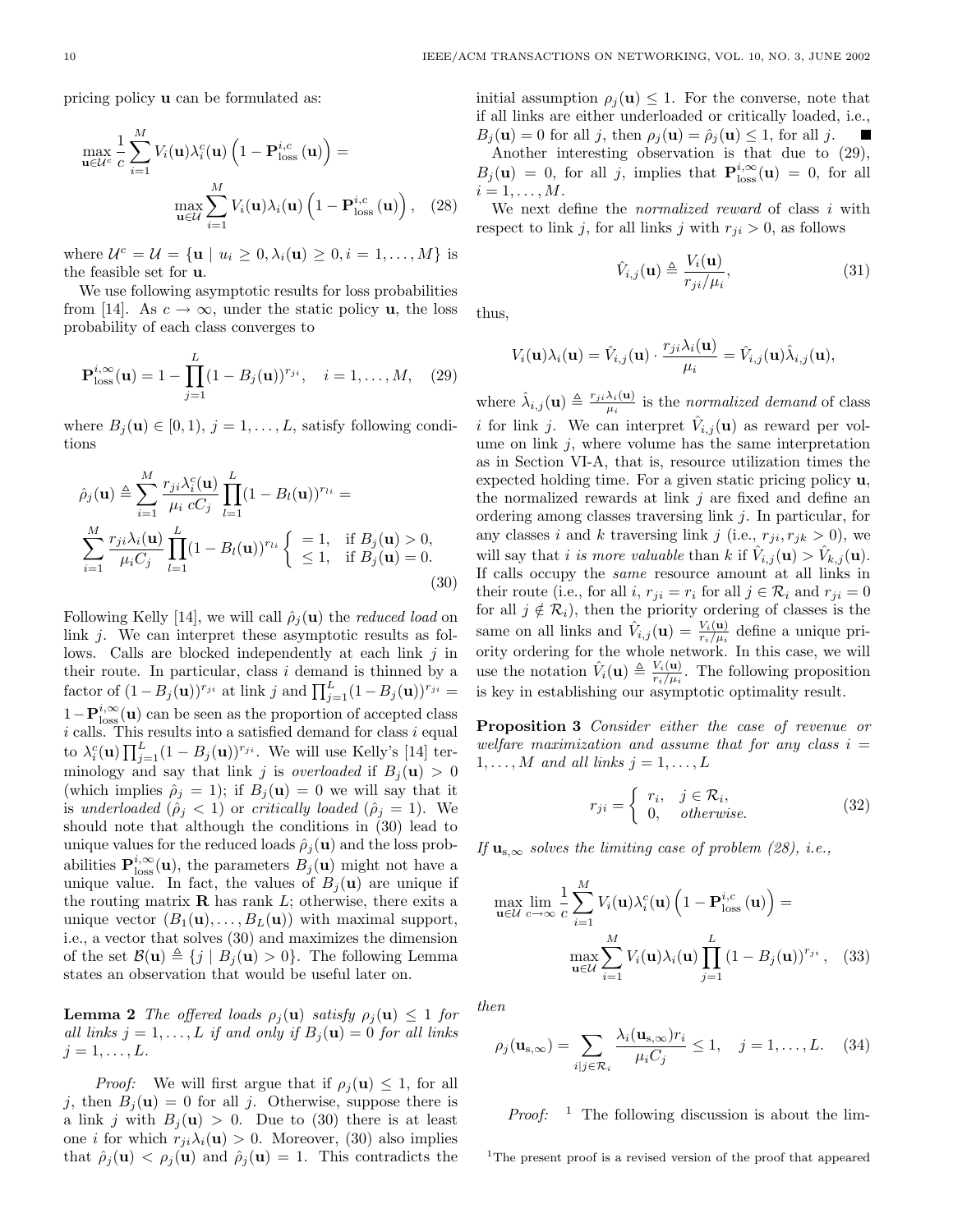pricing policy $\mathbf{u}$ can be formulated as:

$$\max_{\mathbf{u}\in\mathcal{U}^c} \frac{1}{c}\sum_{i=1}^{M} V_i(\mathbf{u})\lambda_i^c(\mathbf{u})\left(1-\mathbf{P}_{\text{loss}}^{i,c}(\mathbf{u})\right) = \max_{\mathbf{u}\in\mathcal{U}} \sum_{i=1}^{M} V_i(\mathbf{u})\lambda_i(\mathbf{u})\left(1-\mathbf{P}_{\text{loss}}^{i,c}(\mathbf{u})\right), \quad (28)$$

where $\mathcal{U}^c = \mathcal{U} = \{\mathbf{u} \mid u_i \geq 0, \lambda_i(\mathbf{u}) \geq 0, i = 1, \ldots, M\}$ is the feasible set for $\mathbf{u}$.

We use following asymptotic results for loss probabilities from [14]. As $c \to \infty$, under the static policy $\mathbf{u}$, the loss probability of each class converges to

$$\mathbf{P}_{\text{loss}}^{i,\infty}(\mathbf{u}) = 1 - \prod_{j=1}^{L}(1-B_j(\mathbf{u}))^{r_{ji}}, \quad i = 1, \ldots, M, \quad (29)$$

where $B_j(\mathbf{u}) \in [0,1)$, $j = 1, \ldots, L$, satisfy following conditions

$$\hat{\rho}_j(\mathbf{u}) \triangleq \sum_{i=1}^{M} \frac{r_{ji}\lambda_i^c(\mathbf{u})}{\mu_i\, cC_j}\prod_{l=1}^{L}(1-B_l(\mathbf{u}))^{r_{li}} = \sum_{i=1}^{M} \frac{r_{ji}\lambda_i(\mathbf{u})}{\mu_i C_j}\prod_{l=1}^{L}(1-B_l(\mathbf{u}))^{r_{li}} \begin{cases} = 1, & \text{if } B_j(\mathbf{u}) > 0, \\ \leq 1, & \text{if } B_j(\mathbf{u}) = 0. \end{cases} \quad (30)$$

Following Kelly [14], we will call $\hat{\rho}_j(\mathbf{u})$ the *reduced load* on link $j$. We can interpret these asymptotic results as follows. Calls are blocked independently at each link $j$ in their route. In particular, class $i$ demand is thinned by a factor of $(1-B_j(\mathbf{u}))^{r_{ji}}$ at link $j$ and $\prod_{j=1}^{L}(1-B_j(\mathbf{u}))^{r_{ji}} = 1-\mathbf{P}_{\text{loss}}^{i,\infty}(\mathbf{u})$ can be seen as the proportion of accepted class $i$ calls. This results into a satisfied demand for class $i$ equal to $\lambda_i^c(\mathbf{u})\prod_{j=1}^{L}(1-B_j(\mathbf{u}))^{r_{ji}}$. We will use Kelly's [14] terminology and say that link $j$ is *overloaded* if $B_j(\mathbf{u}) > 0$ (which implies $\hat{\rho}_j = 1$); if $B_j(\mathbf{u}) = 0$ we will say that it is *underloaded* ($\hat{\rho}_j < 1$) or *critically loaded* ($\hat{\rho}_j = 1$). We should note that although the conditions in (30) lead to unique values for the reduced loads $\hat{\rho}_j(\mathbf{u})$ and the loss probabilities $\mathbf{P}_{\text{loss}}^{i,\infty}(\mathbf{u})$, the parameters $B_j(\mathbf{u})$ might not have a unique value. In fact, the values of $B_j(\mathbf{u})$ are unique if the routing matrix $\mathbf{R}$ has rank $L$; otherwise, there exits a unique vector $(B_1(\mathbf{u}), \ldots, B_L(\mathbf{u}))$ with maximal support, i.e., a vector that solves (30) and maximizes the dimension of the set $\mathcal{B}(\mathbf{u}) \triangleq \{j \mid B_j(\mathbf{u}) > 0\}$. The following Lemma states an observation that would be useful later on.

**Lemma 2** *The offered loads $\rho_j(\mathbf{u})$ satisfy $\rho_j(\mathbf{u}) \leq 1$ for all links $j = 1, \ldots, L$ if and only if $B_j(\mathbf{u}) = 0$ for all links $j = 1, \ldots, L$.*

*Proof:* We will first argue that if $\rho_j(\mathbf{u}) \leq 1$, for all $j$, then $B_j(\mathbf{u}) = 0$ for all $j$. Otherwise, suppose there is a link $j$ with $B_j(\mathbf{u}) > 0$. Due to (30) there is at least one $i$ for which $r_{ji}\lambda_i(\mathbf{u}) > 0$. Moreover, (30) also implies that $\hat{\rho}_j(\mathbf{u}) < \rho_j(\mathbf{u})$ and $\hat{\rho}_j(\mathbf{u}) = 1$. This contradicts the initial assumption $\rho_j(\mathbf{u}) \leq 1$. For the converse, note that if all links are either underloaded or critically loaded, i.e., $B_j(\mathbf{u}) = 0$ for all $j$, then $\rho_j(\mathbf{u}) = \hat{\rho}_j(\mathbf{u}) \leq 1$, for all $j$. ∎

Another interesting observation is that due to (29), $B_j(\mathbf{u}) = 0$, for all $j$, implies that $\mathbf{P}_{\text{loss}}^{i,\infty}(\mathbf{u}) = 0$, for all $i = 1, \ldots, M$.

We next define the *normalized reward* of class $i$ with respect to link $j$, for all links $j$ with $r_{ji} > 0$, as follows

$$\hat{V}_{i,j}(\mathbf{u}) \triangleq \frac{V_i(\mathbf{u})}{r_{ji}/\mu_i}, \quad (31)$$

thus,

$$V_i(\mathbf{u})\lambda_i(\mathbf{u}) = \hat{V}_{i,j}(\mathbf{u}) \cdot \frac{r_{ji}\lambda_i(\mathbf{u})}{\mu_i} = \hat{V}_{i,j}(\mathbf{u})\hat{\lambda}_{i,j}(\mathbf{u}),$$

where $\hat{\lambda}_{i,j}(\mathbf{u}) \triangleq \frac{r_{ji}\lambda_i(\mathbf{u})}{\mu_i}$ is the *normalized demand* of class $i$ for link $j$. We can interpret $\hat{V}_{i,j}(\mathbf{u})$ as reward per volume on link $j$, where volume has the same interpretation as in Section VI-A, that is, resource utilization times the expected holding time. For a given static pricing policy $\mathbf{u}$, the normalized rewards at link $j$ are fixed and define an ordering among classes traversing link $j$. In particular, for any classes $i$ and $k$ traversing link $j$ (i.e., $r_{ji}, r_{jk} > 0$), we will say that $i$ *is more valuable* than $k$ if $\hat{V}_{i,j}(\mathbf{u}) > \hat{V}_{k,j}(\mathbf{u})$. If calls occupy the *same* resource amount at all links in their route (i.e., for all $i$, $r_{ji} = r_i$ for all $j \in \mathcal{R}_i$ and $r_{ji} = 0$ for all $j \notin \mathcal{R}_i$), then the priority ordering of classes is the same on all links and $\hat{V}_{i,j}(\mathbf{u}) = \frac{V_i(\mathbf{u})}{r_i/\mu_i}$ define a unique priority ordering for the whole network. In this case, we will use the notation $\hat{V}_i(\mathbf{u}) \triangleq \frac{V_i(\mathbf{u})}{r_i/\mu_i}$. The following proposition is key in establishing our asymptotic optimality result.

**Proposition 3** *Consider either the case of revenue or welfare maximization and assume that for any class $i = 1, \ldots, M$ and all links $j = 1, \ldots, L$*

$$r_{ji} = \begin{cases} r_i, & j \in \mathcal{R}_i, \\ 0, & \textit{otherwise.} \end{cases} \quad (32)$$

*If $\mathbf{u}_{\text{s},\infty}$ solves the limiting case of problem (28), i.e.,*

$$\max_{\mathbf{u}\in\mathcal{U}} \lim_{c\to\infty} \frac{1}{c}\sum_{i=1}^{M} V_i(\mathbf{u})\lambda_i^c(\mathbf{u})\left(1-\mathbf{P}_{\text{loss}}^{i,c}(\mathbf{u})\right) = \max_{\mathbf{u}\in\mathcal{U}} \sum_{i=1}^{M} V_i(\mathbf{u})\lambda_i(\mathbf{u})\prod_{j=1}^{L}(1-B_j(\mathbf{u}))^{r_{ji}}, \quad (33)$$

*then*

$$\rho_j(\mathbf{u}_{\text{s},\infty}) = \sum_{i|j\in\mathcal{R}_i} \frac{\lambda_i(\mathbf{u}_{\text{s},\infty})r_i}{\mu_i C_j} \leq 1, \quad j = 1, \ldots, L. \quad (34)$$

*Proof:* [1] The following discussion is about the lim-

[1] The present proof is a revised version of the proof that appeared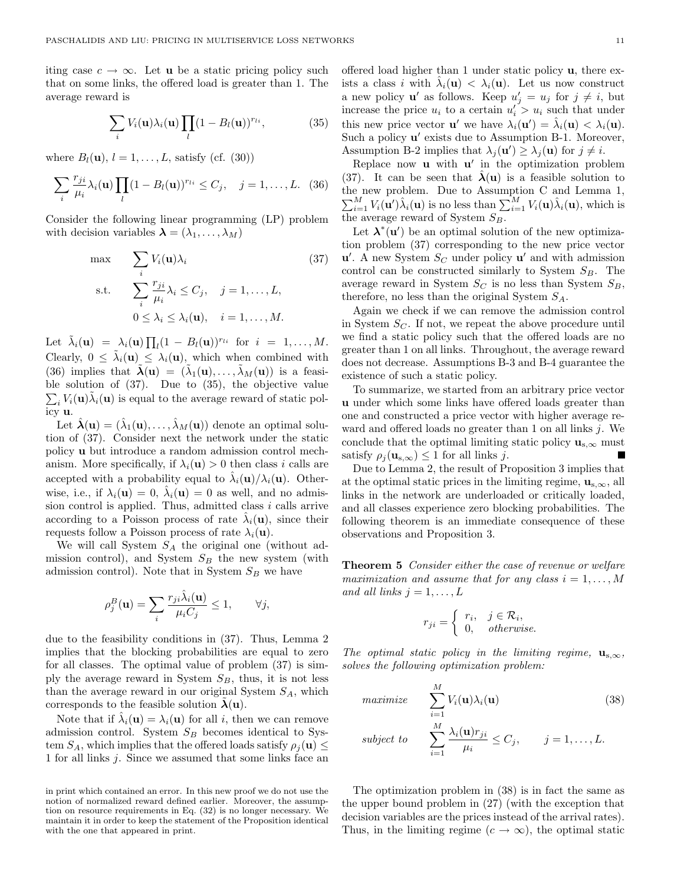iting case $c \to \infty$. Let $\mathbf{u}$ be a static pricing policy such that on some links, the offered load is greater than 1. The average reward is

$$\sum_i V_i(\mathbf{u})\lambda_i(\mathbf{u}) \prod_l (1 - B_l(\mathbf{u}))^{r_{li}}, \tag{35}$$

where $B_l(\mathbf{u})$, $l = 1, \ldots, L$, satisfy (cf. (30))

$$\sum_i \frac{r_{ji}}{\mu_i} \lambda_i(\mathbf{u}) \prod_l (1 - B_l(\mathbf{u}))^{r_{li}} \le C_j, \quad j = 1, \ldots, L. \tag{36}$$

Consider the following linear programming (LP) problem with decision variables $\boldsymbol{\lambda} = (\lambda_1, \ldots, \lambda_M)$

$$\begin{aligned} \max \quad & \sum_i V_i(\mathbf{u})\lambda_i \\ \text{s.t.} \quad & \sum_i \frac{r_{ji}}{\mu_i} \lambda_i \le C_j, \quad j = 1, \ldots, L, \\ & 0 \le \lambda_i \le \lambda_i(\mathbf{u}), \quad i = 1, \ldots, M. \end{aligned} \tag{37}$$

Let $\tilde{\lambda}_i(\mathbf{u}) = \lambda_i(\mathbf{u}) \prod_l (1 - B_l(\mathbf{u}))^{r_{li}}$ for $i = 1, \ldots, M$. Clearly, $0 \le \tilde{\lambda}_i(\mathbf{u}) \le \lambda_i(\mathbf{u})$, which when combined with (36) implies that $\tilde{\boldsymbol{\lambda}}(\mathbf{u}) = (\tilde{\lambda}_1(\mathbf{u}), \ldots, \tilde{\lambda}_M(\mathbf{u}))$ is a feasible solution of (37). Due to (35), the objective value $\sum_i V_i(\mathbf{u})\tilde{\lambda}_i(\mathbf{u})$ is equal to the average reward of static policy $\mathbf{u}$.

Let $\hat{\boldsymbol{\lambda}}(\mathbf{u}) = (\hat{\lambda}_1(\mathbf{u}), \ldots, \hat{\lambda}_M(\mathbf{u}))$ denote an optimal solution of (37). Consider next the network under the static policy $\mathbf{u}$ but introduce a random admission control mechanism. More specifically, if $\lambda_i(\mathbf{u}) > 0$ then class $i$ calls are accepted with a probability equal to $\hat{\lambda}_i(\mathbf{u})/\lambda_i(\mathbf{u})$. Otherwise, i.e., if $\lambda_i(\mathbf{u}) = 0$, $\hat{\lambda}_i(\mathbf{u}) = 0$ as well, and no admission control is applied. Thus, admitted class $i$ calls arrive according to a Poisson process of rate $\hat{\lambda}_i(\mathbf{u})$, since their requests follow a Poisson process of rate $\lambda_i(\mathbf{u})$.

We will call System $S_A$ the original one (without admission control), and System $S_B$ the new system (with admission control). Note that in System $S_B$ we have

$$\rho_j^B(\mathbf{u}) = \sum_i \frac{r_{ji}\hat{\lambda}_i(\mathbf{u})}{\mu_i C_j} \le 1, \qquad \forall j,$$

due to the feasibility conditions in (37). Thus, Lemma 2 implies that the blocking probabilities are equal to zero for all classes. The optimal value of problem (37) is simply the average reward in System $S_B$, thus, it is not less than the average reward in our original System $S_A$, which corresponds to the feasible solution $\tilde{\boldsymbol{\lambda}}(\mathbf{u})$.

Note that if $\hat{\lambda}_i(\mathbf{u}) = \lambda_i(\mathbf{u})$ for all $i$, then we can remove admission control. System $S_B$ becomes identical to System $S_A$, which implies that the offered loads satisfy $\rho_j(\mathbf{u}) \le 1$ for all links $j$. Since we assumed that some links face an offered load higher than 1 under static policy $\mathbf{u}$, there exists a class $i$ with $\hat{\lambda}_i(\mathbf{u}) < \lambda_i(\mathbf{u})$. Let us now construct a new policy $\mathbf{u}'$ as follows. Keep $u'_j = u_j$ for $j \ne i$, but increase the price $u_i$ to a certain $u'_i > u_i$ such that under this new price vector $\mathbf{u}'$ we have $\lambda_i(\mathbf{u}') = \hat{\lambda}_i(\mathbf{u}) < \lambda_i(\mathbf{u})$. Such a policy $\mathbf{u}'$ exists due to Assumption B-1. Moreover, Assumption B-2 implies that $\lambda_j(\mathbf{u}') \ge \lambda_j(\mathbf{u})$ for $j \ne i$.

Replace now $\mathbf{u}$ with $\mathbf{u}'$ in the optimization problem (37). It can be seen that $\hat{\boldsymbol{\lambda}}(\mathbf{u})$ is a feasible solution to the new problem. Due to Assumption C and Lemma 1, $\sum_{i=1}^M V_i(\mathbf{u}')\hat{\lambda}_i(\mathbf{u})$ is no less than $\sum_{i=1}^M V_i(\mathbf{u})\hat{\lambda}_i(\mathbf{u})$, which is the average reward of System $S_B$.

Let $\boldsymbol{\lambda}^*(\mathbf{u}')$ be an optimal solution of the new optimization problem (37) corresponding to the new price vector $\mathbf{u}'$. A new System $S_C$ under policy $\mathbf{u}'$ and with admission control can be constructed similarly to System $S_B$. The average reward in System $S_C$ is no less than System $S_B$, therefore, no less than the original System $S_A$.

Again we check if we can remove the admission control in System $S_C$. If not, we repeat the above procedure until we find a static policy such that the offered loads are no greater than 1 on all links. Throughout, the average reward does not decrease. Assumptions B-3 and B-4 guarantee the existence of such a static policy.

To summarize, we started from an arbitrary price vector $\mathbf{u}$ under which some links have offered loads greater than one and constructed a price vector with higher average reward and offered loads no greater than 1 on all links $j$. We conclude that the optimal limiting static policy $\mathbf{u}_{s,\infty}$ must satisfy $\rho_j(\mathbf{u}_{s,\infty}) \le 1$ for all links $j$. ■

Due to Lemma 2, the result of Proposition 3 implies that at the optimal static prices in the limiting regime, $\mathbf{u}_{s,\infty}$, all links in the network are underloaded or critically loaded, and all classes experience zero blocking probabilities. The following theorem is an immediate consequence of these observations and Proposition 3.

**Theorem 5** *Consider either the case of revenue or welfare maximization and assume that for any class $i = 1, \ldots, M$ and all links $j = 1, \ldots, L$*

$$r_{ji} = \begin{cases} r_i, & j \in \mathcal{R}_i, \\ 0, & \text{otherwise.} \end{cases}$$

*The optimal static policy in the limiting regime, $\mathbf{u}_{s,\infty}$, solves the following optimization problem:*

$$\begin{aligned} \textit{maximize} \quad & \sum_{i=1}^M V_i(\mathbf{u})\lambda_i(\mathbf{u}) \\ \textit{subject to} \quad & \sum_{i=1}^M \frac{\lambda_i(\mathbf{u}) r_{ji}}{\mu_i} \le C_j, \qquad j = 1, \ldots, L. \end{aligned} \tag{38}$$

The optimization problem in (38) is in fact the same as the upper bound problem in (27) (with the exception that decision variables are the prices instead of the arrival rates). Thus, in the limiting regime ($c \to \infty$), the optimal static

in print which contained an error. In this new proof we do not use the notion of normalized reward defined earlier. Moreover, the assumption on resource requirements in Eq. (32) is no longer necessary. We maintain it in order to keep the statement of the Proposition identical with the one that appeared in print.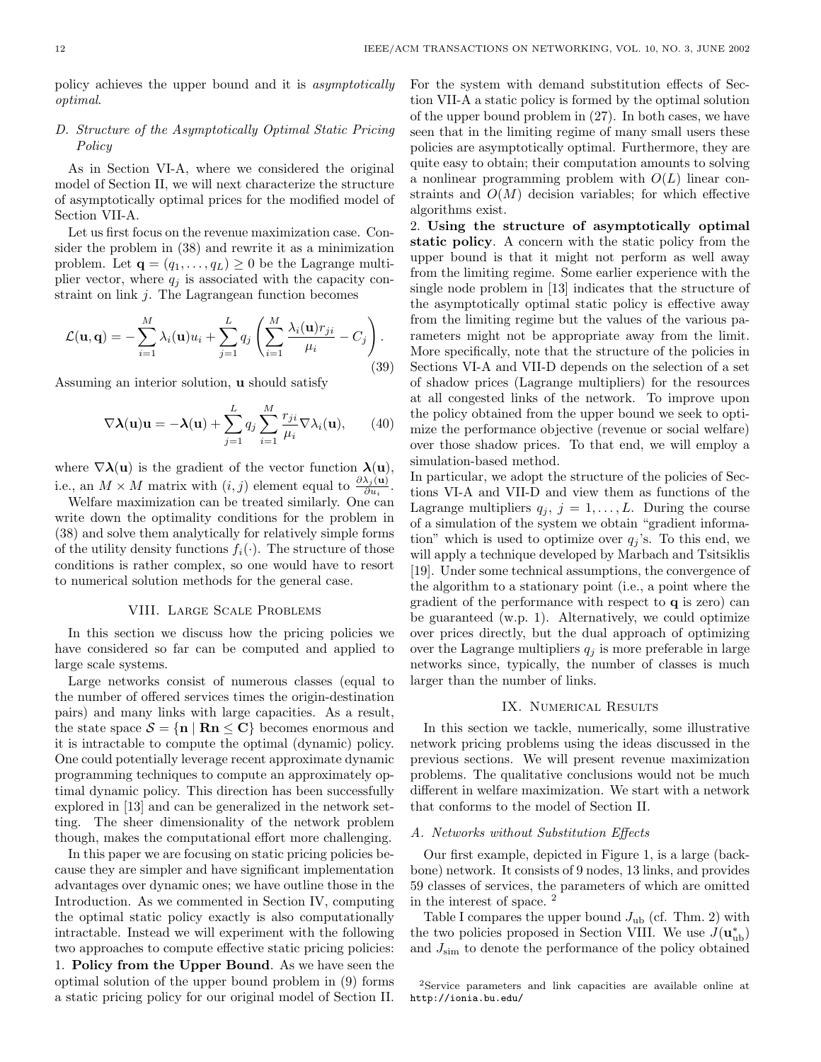policy achieves the upper bound and it is *asymptotically optimal*.

### D. Structure of the Asymptotically Optimal Static Pricing Policy

As in Section VI-A, where we considered the original model of Section II, we will next characterize the structure of asymptotically optimal prices for the modified model of Section VII-A.

Let us first focus on the revenue maximization case. Consider the problem in (38) and rewrite it as a minimization problem. Let $\mathbf{q} = (q_1, \ldots, q_L) \geq 0$ be the Lagrange multiplier vector, where $q_j$ is associated with the capacity constraint on link $j$. The Lagrangean function becomes

$$\mathcal{L}(\mathbf{u}, \mathbf{q}) = -\sum_{i=1}^{M} \lambda_i(\mathbf{u})u_i + \sum_{j=1}^{L} q_j \left( \sum_{i=1}^{M} \frac{\lambda_i(\mathbf{u})r_{ji}}{\mu_i} - C_j \right). \tag{39}$$

Assuming an interior solution, $\mathbf{u}$ should satisfy

$$\nabla \boldsymbol{\lambda}(\mathbf{u})\mathbf{u} = -\boldsymbol{\lambda}(\mathbf{u}) + \sum_{j=1}^{L} q_j \sum_{i=1}^{M} \frac{r_{ji}}{\mu_i} \nabla \lambda_i(\mathbf{u}), \tag{40}$$

where $\nabla \boldsymbol{\lambda}(\mathbf{u})$ is the gradient of the vector function $\boldsymbol{\lambda}(\mathbf{u})$, i.e., an $M \times M$ matrix with $(i, j)$ element equal to $\frac{\partial \lambda_j(\mathbf{u})}{\partial u_i}$.

Welfare maximization can be treated similarly. One can write down the optimality conditions for the problem in (38) and solve them analytically for relatively simple forms of the utility density functions $f_i(\cdot)$. The structure of those conditions is rather complex, so one would have to resort to numerical solution methods for the general case.

## VIII. Large Scale Problems

In this section we discuss how the pricing policies we have considered so far can be computed and applied to large scale systems.

Large networks consist of numerous classes (equal to the number of offered services times the origin-destination pairs) and many links with large capacities. As a result, the state space $\mathcal{S} = \{\mathbf{n} \mid \mathbf{Rn} \leq \mathbf{C}\}$ becomes enormous and it is intractable to compute the optimal (dynamic) policy. One could potentially leverage recent approximate dynamic programming techniques to compute an approximately optimal dynamic policy. This direction has been successfully explored in [13] and can be generalized in the network setting. The sheer dimensionality of the network problem though, makes the computational effort more challenging.

In this paper we are focusing on static pricing policies because they are simpler and have significant implementation advantages over dynamic ones; we have outline those in the Introduction. As we commented in Section IV, computing the optimal static policy exactly is also computationally intractable. Instead we will experiment with the following two approaches to compute effective static pricing policies:

1. **Policy from the Upper Bound**. As we have seen the optimal solution of the upper bound problem in (9) forms a static pricing policy for our original model of Section II. For the system with demand substitution effects of Section VII-A a static policy is formed by the optimal solution of the upper bound problem in (27). In both cases, we have seen that in the limiting regime of many small users these policies are asymptotically optimal. Furthermore, they are quite easy to obtain; their computation amounts to solving a nonlinear programming problem with $O(L)$ linear constraints and $O(M)$ decision variables; for which effective algorithms exist.

2. **Using the structure of asymptotically optimal static policy**. A concern with the static policy from the upper bound is that it might not perform as well away from the limiting regime. Some earlier experience with the single node problem in [13] indicates that the structure of the asymptotically optimal static policy is effective away from the limiting regime but the values of the various parameters might not be appropriate away from the limit. More specifically, note that the structure of the policies in Sections VI-A and VII-D depends on the selection of a set of shadow prices (Lagrange multipliers) for the resources at all congested links of the network. To improve upon the policy obtained from the upper bound we seek to optimize the performance objective (revenue or social welfare) over those shadow prices. To that end, we will employ a simulation-based method.

In particular, we adopt the structure of the policies of Sections VI-A and VII-D and view them as functions of the Lagrange multipliers $q_j$, $j = 1, \ldots, L$. During the course of a simulation of the system we obtain "gradient information" which is used to optimize over $q_j$'s. To this end, we will apply a technique developed by Marbach and Tsitsiklis [19]. Under some technical assumptions, the convergence of the algorithm to a stationary point (i.e., a point where the gradient of the performance with respect to $\mathbf{q}$ is zero) can be guaranteed (w.p. 1). Alternatively, we could optimize over prices directly, but the dual approach of optimizing over the Lagrange multipliers $q_j$ is more preferable in large networks since, typically, the number of classes is much larger than the number of links.

## IX. Numerical Results

In this section we tackle, numerically, some illustrative network pricing problems using the ideas discussed in the previous sections. We will present revenue maximization problems. The qualitative conclusions would not be much different in welfare maximization. We start with a network that conforms to the model of Section II.

### A. Networks without Substitution Effects

Our first example, depicted in Figure 1, is a large (backbone) network. It consists of 9 nodes, 13 links, and provides 59 classes of services, the parameters of which are omitted in the interest of space. [2]

Table I compares the upper bound $J_{\text{ub}}$ (cf. Thm. 2) with the two policies proposed in Section VIII. We use $J(\mathbf{u}^*_{\text{ub}})$ and $J_{\text{sim}}$ to denote the performance of the policy obtained

[2] Service parameters and link capacities are available online at http://ionia.bu.edu/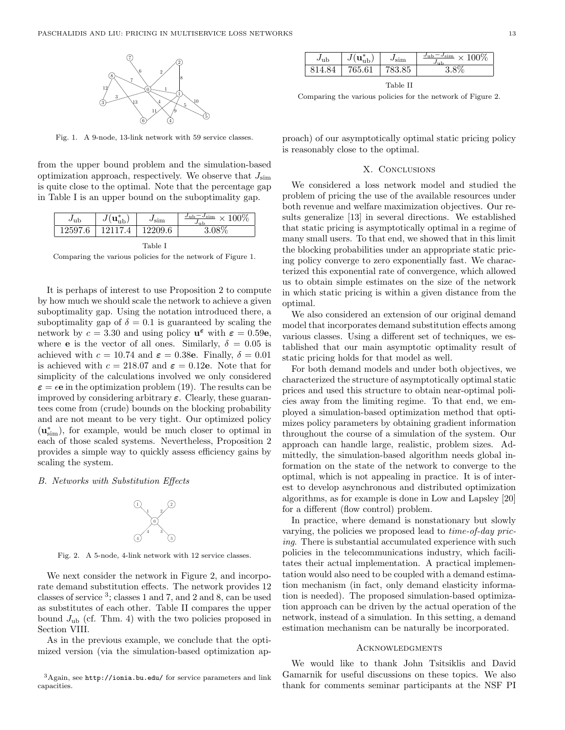Fig. 1. A 9-node, 13-link network with 59 service classes.

from the upper bound problem and the simulation-based optimization approach, respectively. We observe that $J_{\rm sim}$ is quite close to the optimal. Note that the percentage gap in Table I is an upper bound on the suboptimality gap.

| $J_{\rm ub}$ | $J(\mathbf{u}^*_{\rm ub})$ | $J_{\rm sim}$ | $\frac{J_{\rm ub}-J_{\rm sim}}{J_{\rm ub}} \times 100\%$ |
|---|---|---|---|
| 12597.6 | 12117.4 | 12209.6 | 3.08% |

Table I

Comparing the various policies for the network of Figure 1.

It is perhaps of interest to use Proposition 2 to compute by how much we should scale the network to achieve a given suboptimality gap. Using the notation introduced there, a suboptimality gap of $\delta = 0.1$ is guaranteed by scaling the network by $c = 3.30$ and using policy $\mathbf{u}^{\boldsymbol{\varepsilon}}$ with $\boldsymbol{\varepsilon} = 0.59\mathbf{e}$, where $\mathbf{e}$ is the vector of all ones. Similarly, $\delta = 0.05$ is achieved with $c = 10.74$ and $\boldsymbol{\varepsilon} = 0.38\mathbf{e}$. Finally, $\delta = 0.01$ is achieved with $c = 218.07$ and $\boldsymbol{\varepsilon} = 0.12\mathbf{e}$. Note that for simplicity of the calculations involved we only considered $\boldsymbol{\varepsilon} = \epsilon\mathbf{e}$ in the optimization problem (19). The results can be improved by considering arbitrary $\boldsymbol{\varepsilon}$. Clearly, these guarantees come from (crude) bounds on the blocking probability and are not meant to be very tight. Our optimized policy ($\mathbf{u}^*_{\rm sim}$), for example, would be much closer to optimal in each of those scaled systems. Nevertheless, Proposition 2 provides a simple way to quickly assess efficiency gains by scaling the system.

### B. Networks with Substitution Effects

Fig. 2. A 5-node, 4-link network with 12 service classes.

We next consider the network in Figure 2, and incorporate demand substitution effects. The network provides 12 classes of service [3]; classes 1 and 7, and 2 and 8, can be used as substitutes of each other. Table II compares the upper bound $J_{\rm ub}$ (cf. Thm. 4) with the two policies proposed in Section VIII.

As in the previous example, we conclude that the optimized version (via the simulation-based optimization approach) of our asymptotically optimal static pricing policy is reasonably close to the optimal.

| $J_{\rm ub}$ | $J(\mathbf{u}^*_{\rm ub})$ | $J_{\rm sim}$ | $\frac{J_{\rm ub}-J_{\rm sim}}{J_{\rm ub}} \times 100\%$ |
|---|---|---|---|
| 814.84 | 765.61 | 783.85 | 3.8% |

Table II

Comparing the various policies for the network of Figure 2.

[3] Again, see http://ionia.bu.edu/ for service parameters and link capacities.

## X. Conclusions

We considered a loss network model and studied the problem of pricing the use of the available resources under both revenue and welfare maximization objectives. Our results generalize [13] in several directions. We established that static pricing is asymptotically optimal in a regime of many small users. To that end, we showed that in this limit the blocking probabilities under an appropriate static pricing policy converge to zero exponentially fast. We characterized this exponential rate of convergence, which allowed us to obtain simple estimates on the size of the network in which static pricing is within a given distance from the optimal.

We also considered an extension of our original demand model that incorporates demand substitution effects among various classes. Using a different set of techniques, we established that our main asymptotic optimality result of static pricing holds for that model as well.

For both demand models and under both objectives, we characterized the structure of asymptotically optimal static prices and used this structure to obtain near-optimal policies away from the limiting regime. To that end, we employed a simulation-based optimization method that optimizes policy parameters by obtaining gradient information throughout the course of a simulation of the system. Our approach can handle large, realistic, problem sizes. Admittedly, the simulation-based algorithm needs global information on the state of the network to converge to the optimal, which is not appealing in practice. It is of interest to develop asynchronous and distributed optimization algorithms, as for example is done in Low and Lapsley [20] for a different (flow control) problem.

In practice, where demand is nonstationary but slowly varying, the policies we proposed lead to *time-of-day pricing*. There is substantial accumulated experience with such policies in the telecommunications industry, which facilitates their actual implementation. A practical implementation would also need to be coupled with a demand estimation mechanism (in fact, only demand elasticity information is needed). The proposed simulation-based optimization approach can be driven by the actual operation of the network, instead of a simulation. In this setting, a demand estimation mechanism can be naturally be incorporated.

## Acknowledgments

We would like to thank John Tsitsiklis and David Gamarnik for useful discussions on these topics. We also thank for comments seminar participants at the NSF PI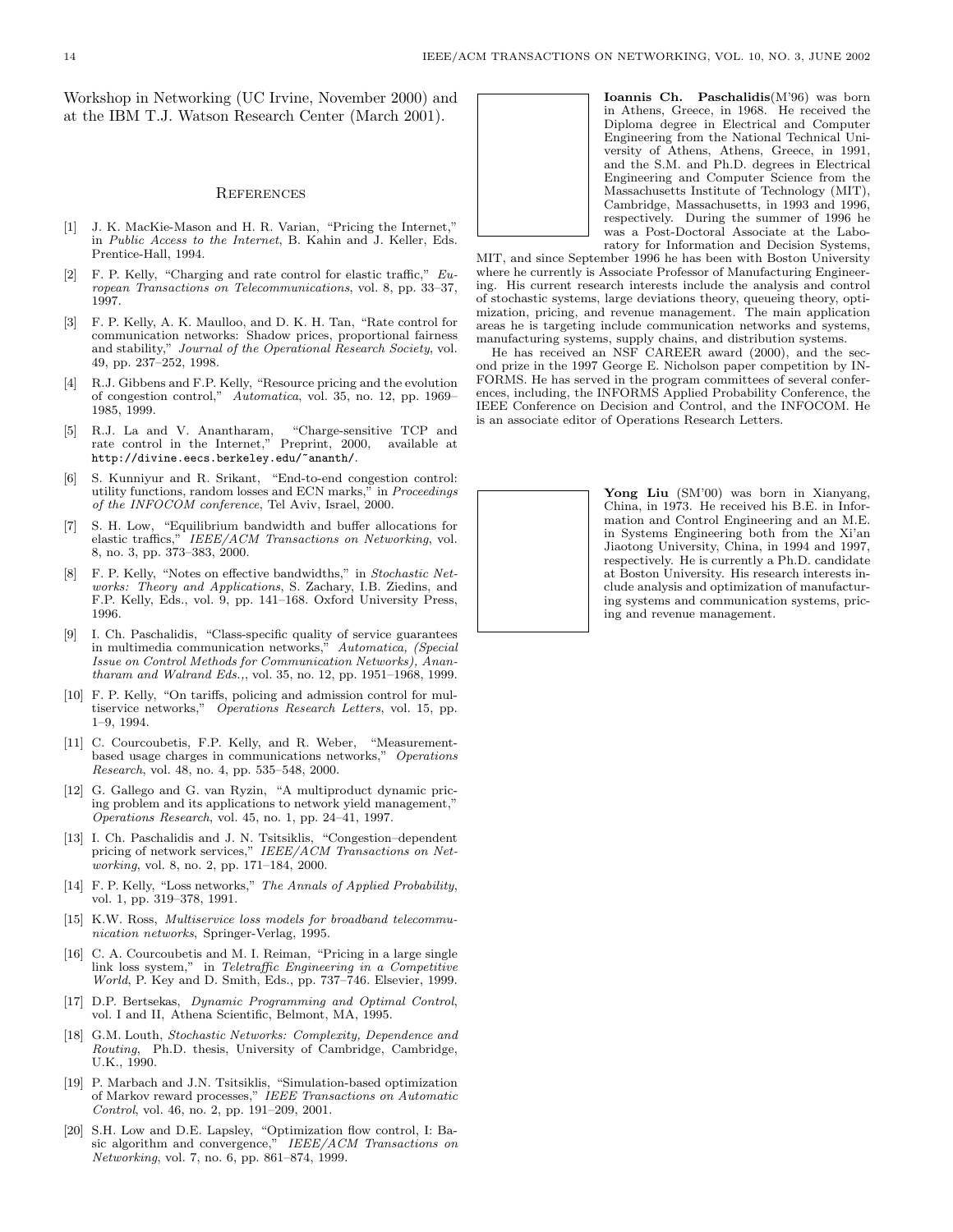Workshop in Networking (UC Irvine, November 2000) and at the IBM T.J. Watson Research Center (March 2001).

## References

[1] J. K. MacKie-Mason and H. R. Varian, "Pricing the Internet," in *Public Access to the Internet*, B. Kahin and J. Keller, Eds. Prentice-Hall, 1994.

[2] F. P. Kelly, "Charging and rate control for elastic traffic," *European Transactions on Telecommunications*, vol. 8, pp. 33–37, 1997.

[3] F. P. Kelly, A. K. Maulloo, and D. K. H. Tan, "Rate control for communication networks: Shadow prices, proportional fairness and stability," *Journal of the Operational Research Society*, vol. 49, pp. 237–252, 1998.

[4] R.J. Gibbens and F.P. Kelly, "Resource pricing and the evolution of congestion control," *Automatica*, vol. 35, no. 12, pp. 1969–1985, 1999.

[5] R.J. La and V. Anantharam, "Charge-sensitive TCP and rate control in the Internet," Preprint, 2000, available at http://divine.eecs.berkeley.edu/~ananth/.

[6] S. Kunniyur and R. Srikant, "End-to-end congestion control: utility functions, random losses and ECN marks," in *Proceedings of the INFOCOM conference*, Tel Aviv, Israel, 2000.

[7] S. H. Low, "Equilibrium bandwidth and buffer allocations for elastic traffics," *IEEE/ACM Transactions on Networking*, vol. 8, no. 3, pp. 373–383, 2000.

[8] F. P. Kelly, "Notes on effective bandwidths," in *Stochastic Networks: Theory and Applications*, S. Zachary, I.B. Ziedins, and F.P. Kelly, Eds., vol. 9, pp. 141–168. Oxford University Press, 1996.

[9] I. Ch. Paschalidis, "Class-specific quality of service guarantees in multimedia communication networks," *Automatica, (Special Issue on Control Methods for Communication Networks), Anantharam and Walrand Eds.,*, vol. 35, no. 12, pp. 1951–1968, 1999.

[10] F. P. Kelly, "On tariffs, policing and admission control for multiservice networks," *Operations Research Letters*, vol. 15, pp. 1–9, 1994.

[11] C. Courcoubetis, F.P. Kelly, and R. Weber, "Measurement-based usage charges in communications networks," *Operations Research*, vol. 48, no. 4, pp. 535–548, 2000.

[12] G. Gallego and G. van Ryzin, "A multiproduct dynamic pricing problem and its applications to network yield management," *Operations Research*, vol. 45, no. 1, pp. 24–41, 1997.

[13] I. Ch. Paschalidis and J. N. Tsitsiklis, "Congestion–dependent pricing of network services," *IEEE/ACM Transactions on Networking*, vol. 8, no. 2, pp. 171–184, 2000.

[14] F. P. Kelly, "Loss networks," *The Annals of Applied Probability*, vol. 1, pp. 319–378, 1991.

[15] K.W. Ross, *Multiservice loss models for broadband telecommunication networks*, Springer-Verlag, 1995.

[16] C. A. Courcoubetis and M. I. Reiman, "Pricing in a large single link loss system," in *Teletraffic Engineering in a Competitive World*, P. Key and D. Smith, Eds., pp. 737–746. Elsevier, 1999.

[17] D.P. Bertsekas, *Dynamic Programming and Optimal Control*, vol. I and II, Athena Scientific, Belmont, MA, 1995.

[18] G.M. Louth, *Stochastic Networks: Complexity, Dependence and Routing*, Ph.D. thesis, University of Cambridge, Cambridge, U.K., 1990.

[19] P. Marbach and J.N. Tsitsiklis, "Simulation-based optimization of Markov reward processes," *IEEE Transactions on Automatic Control*, vol. 46, no. 2, pp. 191–209, 2001.

[20] S.H. Low and D.E. Lapsley, "Optimization flow control, I: Basic algorithm and convergence," *IEEE/ACM Transactions on Networking*, vol. 7, no. 6, pp. 861–874, 1999.

**Ioannis Ch. Paschalidis**(M'96) was born in Athens, Greece, in 1968. He received the Diploma degree in Electrical and Computer Engineering from the National Technical University of Athens, Athens, Greece, in 1991, and the S.M. and Ph.D. degrees in Electrical Engineering and Computer Science from the Massachusetts Institute of Technology (MIT), Cambridge, Massachusetts, in 1993 and 1996, respectively. During the summer of 1996 he was a Post-Doctoral Associate at the Laboratory for Information and Decision Systems, MIT, and since September 1996 he has been with Boston University where he currently is Associate Professor of Manufacturing Engineering. His current research interests include the analysis and control of stochastic systems, large deviations theory, queueing theory, optimization, pricing, and revenue management. The main application areas he is targeting include communication networks and systems, manufacturing systems, supply chains, and distribution systems.

He has received an NSF CAREER award (2000), and the second prize in the 1997 George E. Nicholson paper competition by INFORMS. He has served in the program committees of several conferences, including, the INFORMS Applied Probability Conference, the IEEE Conference on Decision and Control, and the INFOCOM. He is an associate editor of Operations Research Letters.

**Yong Liu** (SM'00) was born in Xianyang, China, in 1973. He received his B.E. in Information and Control Engineering and an M.E. in Systems Engineering both from the Xi'an Jiaotong University, China, in 1994 and 1997, respectively. He is currently a Ph.D. candidate at Boston University. His research interests include analysis and optimization of manufacturing systems and communication systems, pricing and revenue management.